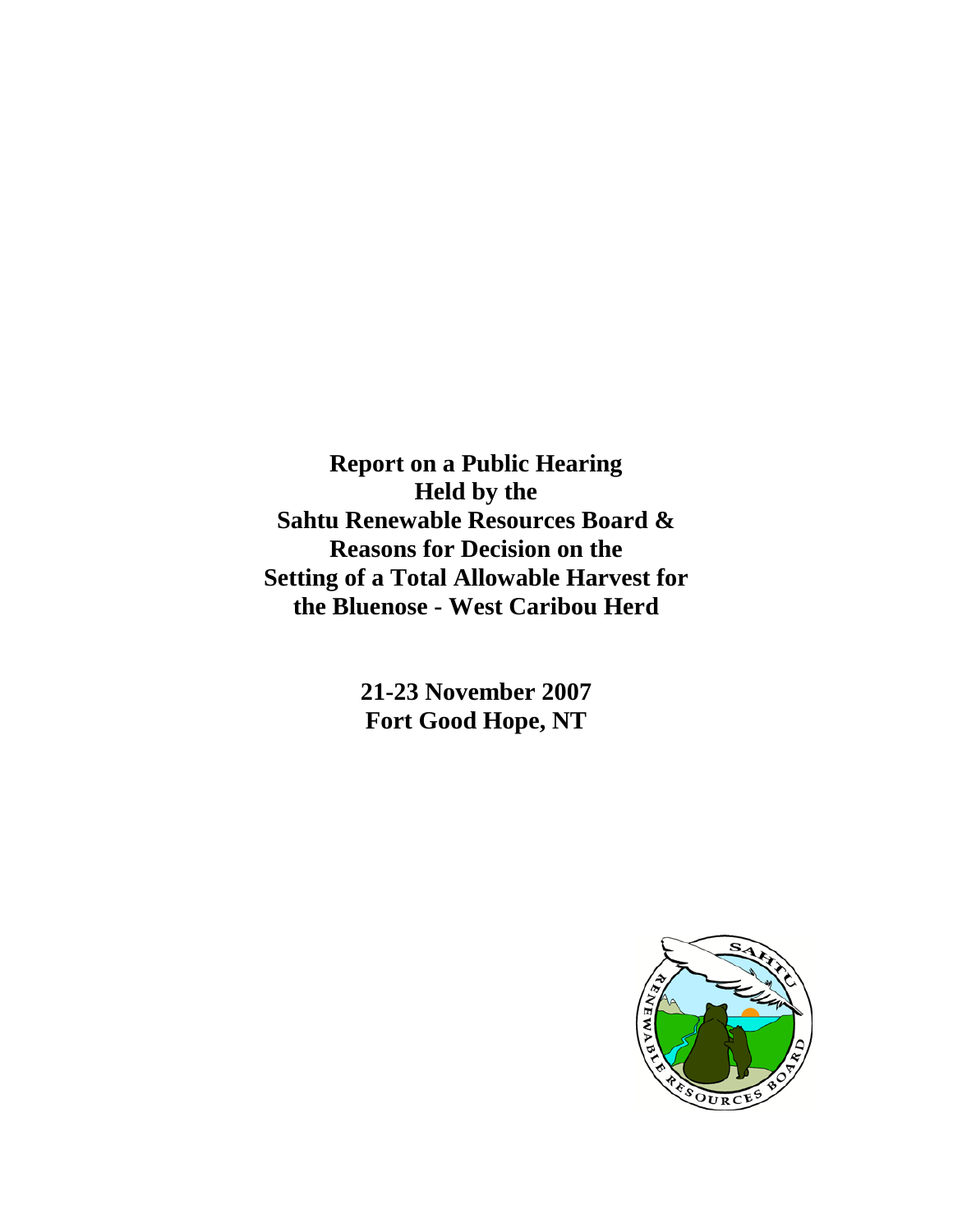# Report on a Public Hearing Held by the Sahtu Renewable Resources Board & Reasons for Decision on the Setting of a Total Allowable Harvest for the Bluenose - West Caribou Herd

**21-23 November 2007**
**Fort Good Hope, NT**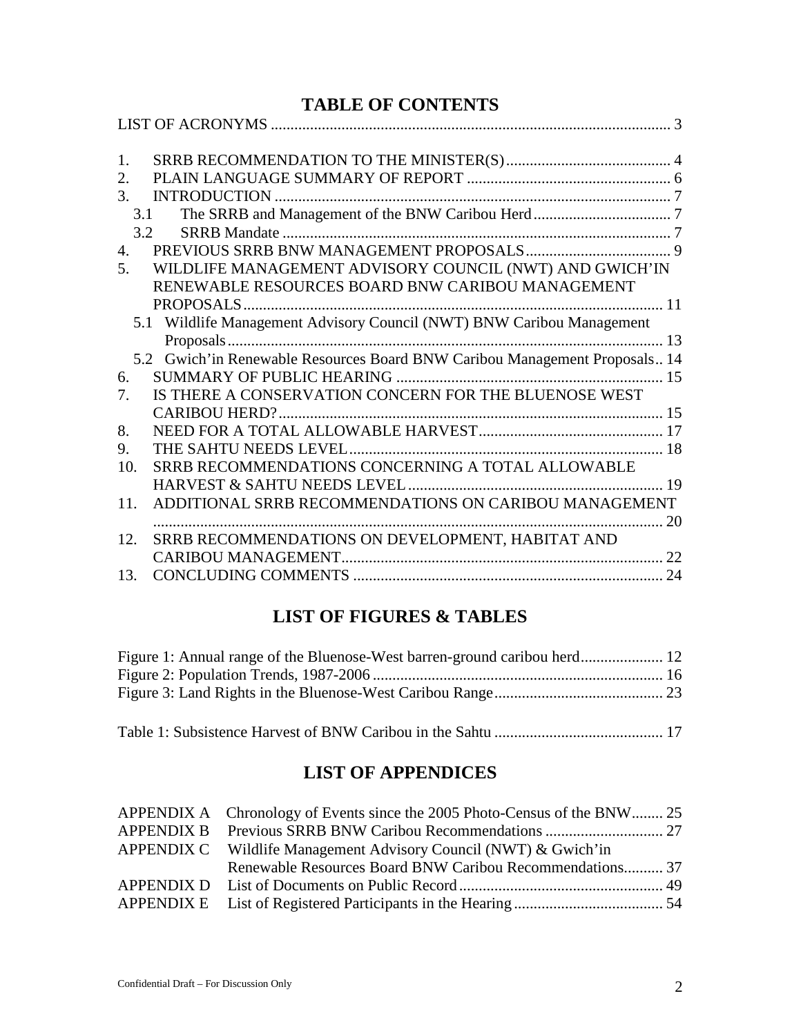# TABLE OF CONTENTS

LIST OF ACRONYMS ..................................................................................................... 3

1. SRRB RECOMMENDATION TO THE MINISTER(S) .......................................... 4
2. PLAIN LANGUAGE SUMMARY OF REPORT .................................................... 6
3. INTRODUCTION .................................................................................................... 7
   - 3.1 The SRRB and Management of the BNW Caribou Herd ................................... 7
   - 3.2 SRRB Mandate ................................................................................................. 7
4. PREVIOUS SRRB BNW MANAGEMENT PROPOSALS ..................................... 9
5. WILDLIFE MANAGEMENT ADVISORY COUNCIL (NWT) AND GWICH'IN RENEWABLE RESOURCES BOARD BNW CARIBOU MANAGEMENT PROPOSALS ........................................................................................................ 11
   - 5.1 Wildlife Management Advisory Council (NWT) BNW Caribou Management Proposals ............................................................................................................ 13
   - 5.2 Gwich'in Renewable Resources Board BNW Caribou Management Proposals .. 14
6. SUMMARY OF PUBLIC HEARING ................................................................... 15
7. IS THERE A CONSERVATION CONCERN FOR THE BLUENOSE WEST CARIBOU HERD? ................................................................................................ 15
8. NEED FOR A TOTAL ALLOWABLE HARVEST ............................................... 17
9. THE SAHTU NEEDS LEVEL ................................................................................ 18
10. SRRB RECOMMENDATIONS CONCERNING A TOTAL ALLOWABLE HARVEST & SAHTU NEEDS LEVEL ................................................................ 19
11. ADDITIONAL SRRB RECOMMENDATIONS ON CARIBOU MANAGEMENT ................................................................................................................................. 20
12. SRRB RECOMMENDATIONS ON DEVELOPMENT, HABITAT AND CARIBOU MANAGEMENT .................................................................................. 22
13. CONCLUDING COMMENTS .............................................................................. 24

# LIST OF FIGURES & TABLES

Figure 1: Annual range of the Bluenose-West barren-ground caribou herd ..................... 12
Figure 2: Population Trends, 1987-2006 ......................................................................... 16
Figure 3: Land Rights in the Bluenose-West Caribou Range ........................................... 23

Table 1: Subsistence Harvest of BNW Caribou in the Sahtu ........................................... 17

# LIST OF APPENDICES

APPENDIX A Chronology of Events since the 2005 Photo-Census of the BNW ........ 25
APPENDIX B Previous SRRB BNW Caribou Recommendations .............................. 27
APPENDIX C Wildlife Management Advisory Council (NWT) & Gwich'in Renewable Resources Board BNW Caribou Recommendations .......... 37
APPENDIX D List of Documents on Public Record .................................................... 49
APPENDIX E List of Registered Participants in the Hearing ...................................... 54

Confidential Draft – For Discussion Only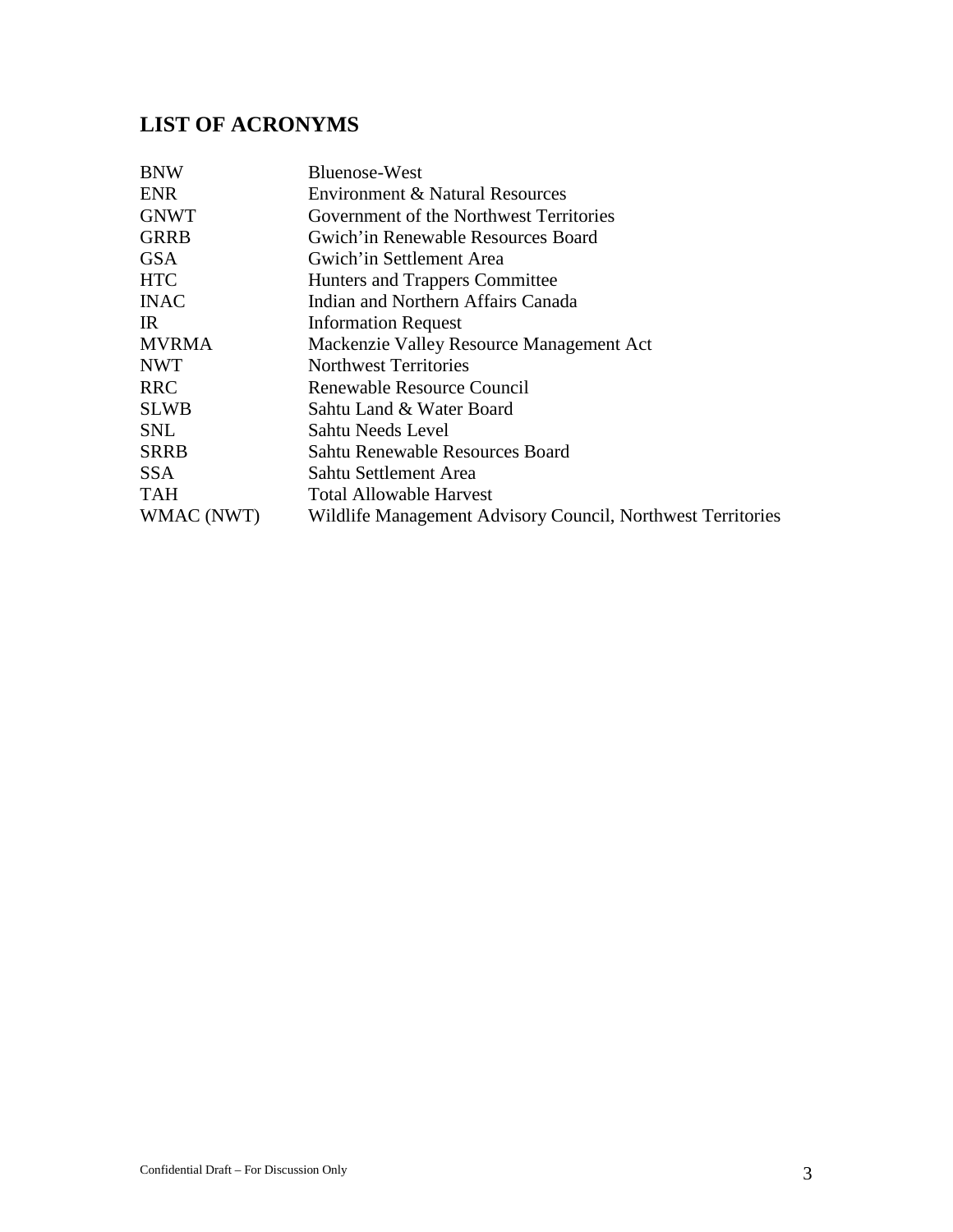## LIST OF ACRONYMS

| | |
|---|---|
| BNW | Bluenose-West |
| ENR | Environment & Natural Resources |
| GNWT | Government of the Northwest Territories |
| GRRB | Gwich'in Renewable Resources Board |
| GSA | Gwich'in Settlement Area |
| HTC | Hunters and Trappers Committee |
| INAC | Indian and Northern Affairs Canada |
| IR | Information Request |
| MVRMA | Mackenzie Valley Resource Management Act |
| NWT | Northwest Territories |
| RRC | Renewable Resource Council |
| SLWB | Sahtu Land & Water Board |
| SNL | Sahtu Needs Level |
| SRRB | Sahtu Renewable Resources Board |
| SSA | Sahtu Settlement Area |
| TAH | Total Allowable Harvest |
| WMAC (NWT) | Wildlife Management Advisory Council, Northwest Territories |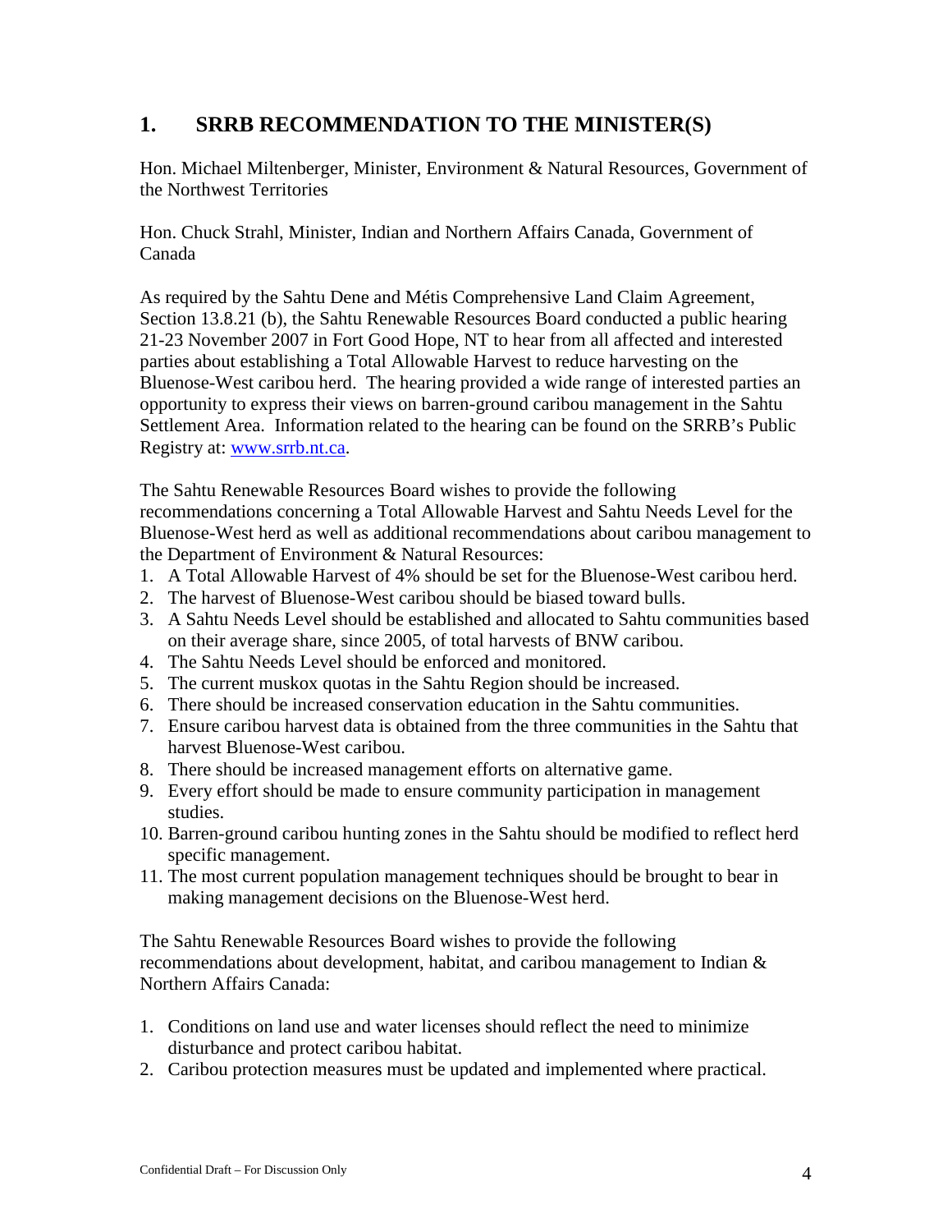## 1. SRRB RECOMMENDATION TO THE MINISTER(S)

Hon. Michael Miltenberger, Minister, Environment & Natural Resources, Government of the Northwest Territories

Hon. Chuck Strahl, Minister, Indian and Northern Affairs Canada, Government of Canada

As required by the Sahtu Dene and Métis Comprehensive Land Claim Agreement, Section 13.8.21 (b), the Sahtu Renewable Resources Board conducted a public hearing 21-23 November 2007 in Fort Good Hope, NT to hear from all affected and interested parties about establishing a Total Allowable Harvest to reduce harvesting on the Bluenose-West caribou herd. The hearing provided a wide range of interested parties an opportunity to express their views on barren-ground caribou management in the Sahtu Settlement Area. Information related to the hearing can be found on the SRRB's Public Registry at: www.srrb.nt.ca.

The Sahtu Renewable Resources Board wishes to provide the following recommendations concerning a Total Allowable Harvest and Sahtu Needs Level for the Bluenose-West herd as well as additional recommendations about caribou management to the Department of Environment & Natural Resources:

1. A Total Allowable Harvest of 4% should be set for the Bluenose-West caribou herd.
2. The harvest of Bluenose-West caribou should be biased toward bulls.
3. A Sahtu Needs Level should be established and allocated to Sahtu communities based on their average share, since 2005, of total harvests of BNW caribou.
4. The Sahtu Needs Level should be enforced and monitored.
5. The current muskox quotas in the Sahtu Region should be increased.
6. There should be increased conservation education in the Sahtu communities.
7. Ensure caribou harvest data is obtained from the three communities in the Sahtu that harvest Bluenose-West caribou.
8. There should be increased management efforts on alternative game.
9. Every effort should be made to ensure community participation in management studies.
10. Barren-ground caribou hunting zones in the Sahtu should be modified to reflect herd specific management.
11. The most current population management techniques should be brought to bear in making management decisions on the Bluenose-West herd.

The Sahtu Renewable Resources Board wishes to provide the following recommendations about development, habitat, and caribou management to Indian & Northern Affairs Canada:

1. Conditions on land use and water licenses should reflect the need to minimize disturbance and protect caribou habitat.
2. Caribou protection measures must be updated and implemented where practical.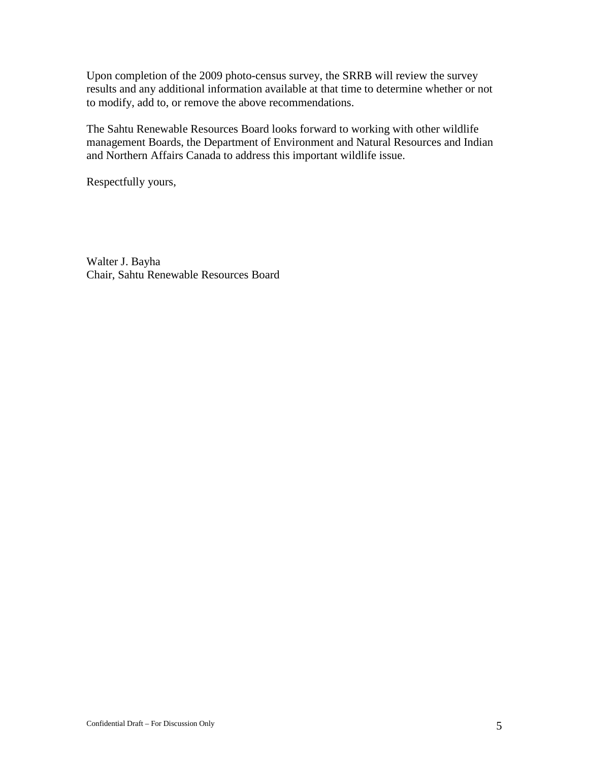Upon completion of the 2009 photo-census survey, the SRRB will review the survey results and any additional information available at that time to determine whether or not to modify, add to, or remove the above recommendations.

The Sahtu Renewable Resources Board looks forward to working with other wildlife management Boards, the Department of Environment and Natural Resources and Indian and Northern Affairs Canada to address this important wildlife issue.

Respectfully yours,

Walter J. Bayha  
Chair, Sahtu Renewable Resources Board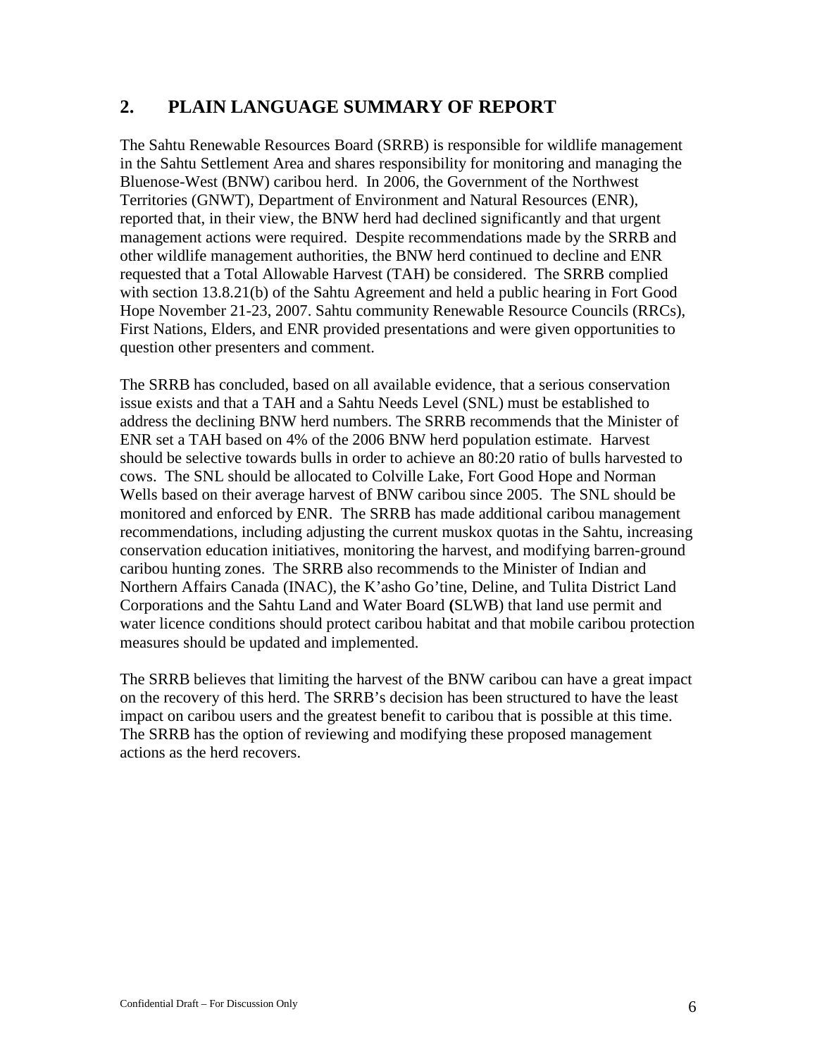## 2. PLAIN LANGUAGE SUMMARY OF REPORT

The Sahtu Renewable Resources Board (SRRB) is responsible for wildlife management in the Sahtu Settlement Area and shares responsibility for monitoring and managing the Bluenose-West (BNW) caribou herd. In 2006, the Government of the Northwest Territories (GNWT), Department of Environment and Natural Resources (ENR), reported that, in their view, the BNW herd had declined significantly and that urgent management actions were required. Despite recommendations made by the SRRB and other wildlife management authorities, the BNW herd continued to decline and ENR requested that a Total Allowable Harvest (TAH) be considered. The SRRB complied with section 13.8.21(b) of the Sahtu Agreement and held a public hearing in Fort Good Hope November 21-23, 2007. Sahtu community Renewable Resource Councils (RRCs), First Nations, Elders, and ENR provided presentations and were given opportunities to question other presenters and comment.

The SRRB has concluded, based on all available evidence, that a serious conservation issue exists and that a TAH and a Sahtu Needs Level (SNL) must be established to address the declining BNW herd numbers. The SRRB recommends that the Minister of ENR set a TAH based on 4% of the 2006 BNW herd population estimate. Harvest should be selective towards bulls in order to achieve an 80:20 ratio of bulls harvested to cows. The SNL should be allocated to Colville Lake, Fort Good Hope and Norman Wells based on their average harvest of BNW caribou since 2005. The SNL should be monitored and enforced by ENR. The SRRB has made additional caribou management recommendations, including adjusting the current muskox quotas in the Sahtu, increasing conservation education initiatives, monitoring the harvest, and modifying barren-ground caribou hunting zones. The SRRB also recommends to the Minister of Indian and Northern Affairs Canada (INAC), the K'asho Go'tine, Deline, and Tulita District Land Corporations and the Sahtu Land and Water Board **(**SLWB) that land use permit and water licence conditions should protect caribou habitat and that mobile caribou protection measures should be updated and implemented.

The SRRB believes that limiting the harvest of the BNW caribou can have a great impact on the recovery of this herd. The SRRB's decision has been structured to have the least impact on caribou users and the greatest benefit to caribou that is possible at this time. The SRRB has the option of reviewing and modifying these proposed management actions as the herd recovers.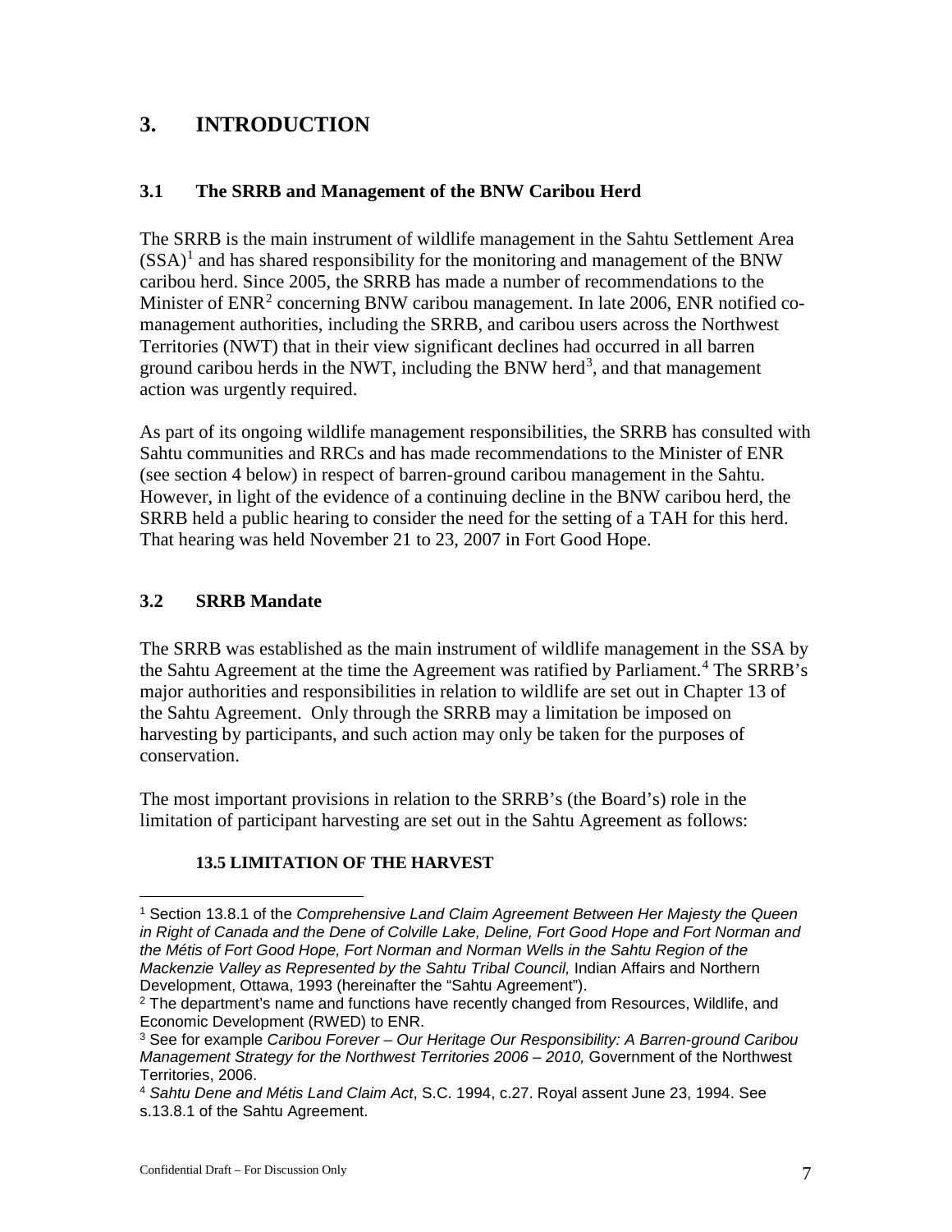# 3. INTRODUCTION

## 3.1 The SRRB and Management of the BNW Caribou Herd

The SRRB is the main instrument of wildlife management in the Sahtu Settlement Area (SSA)[1] and has shared responsibility for the monitoring and management of the BNW caribou herd. Since 2005, the SRRB has made a number of recommendations to the Minister of ENR[2] concerning BNW caribou management. In late 2006, ENR notified co-management authorities, including the SRRB, and caribou users across the Northwest Territories (NWT) that in their view significant declines had occurred in all barren ground caribou herds in the NWT, including the BNW herd[3], and that management action was urgently required.

As part of its ongoing wildlife management responsibilities, the SRRB has consulted with Sahtu communities and RRCs and has made recommendations to the Minister of ENR (see section 4 below) in respect of barren-ground caribou management in the Sahtu. However, in light of the evidence of a continuing decline in the BNW caribou herd, the SRRB held a public hearing to consider the need for the setting of a TAH for this herd. That hearing was held November 21 to 23, 2007 in Fort Good Hope.

## 3.2 SRRB Mandate

The SRRB was established as the main instrument of wildlife management in the SSA by the Sahtu Agreement at the time the Agreement was ratified by Parliament.[4] The SRRB's major authorities and responsibilities in relation to wildlife are set out in Chapter 13 of the Sahtu Agreement. Only through the SRRB may a limitation be imposed on harvesting by participants, and such action may only be taken for the purposes of conservation.

The most important provisions in relation to the SRRB's (the Board's) role in the limitation of participant harvesting are set out in the Sahtu Agreement as follows:

**13.5 LIMITATION OF THE HARVEST**

---

[1] Section 13.8.1 of the *Comprehensive Land Claim Agreement Between Her Majesty the Queen in Right of Canada and the Dene of Colville Lake, Deline, Fort Good Hope and Fort Norman and the Métis of Fort Good Hope, Fort Norman and Norman Wells in the Sahtu Region of the Mackenzie Valley as Represented by the Sahtu Tribal Council,* Indian Affairs and Northern Development, Ottawa, 1993 (hereinafter the "Sahtu Agreement").

[2] The department's name and functions have recently changed from Resources, Wildlife, and Economic Development (RWED) to ENR.

[3] See for example *Caribou Forever – Our Heritage Our Responsibility: A Barren-ground Caribou Management Strategy for the Northwest Territories 2006 – 2010,* Government of the Northwest Territories, 2006.

[4] *Sahtu Dene and Métis Land Claim Act*, S.C. 1994, c.27. Royal assent June 23, 1994. See s.13.8.1 of the Sahtu Agreement.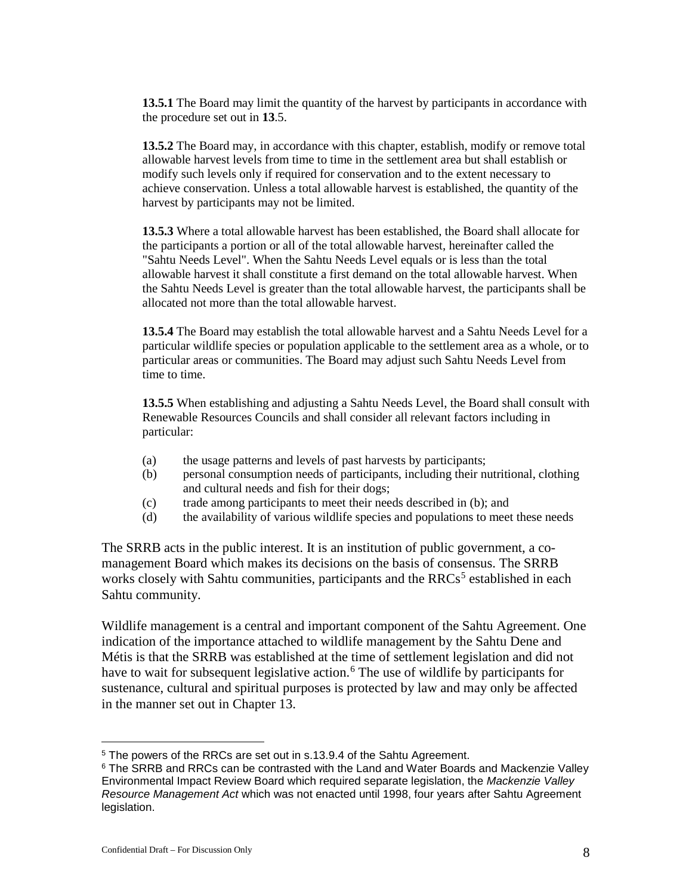**13.5.1** The Board may limit the quantity of the harvest by participants in accordance with the procedure set out in **13**.5.

**13.5.2** The Board may, in accordance with this chapter, establish, modify or remove total allowable harvest levels from time to time in the settlement area but shall establish or modify such levels only if required for conservation and to the extent necessary to achieve conservation. Unless a total allowable harvest is established, the quantity of the harvest by participants may not be limited.

**13.5.3** Where a total allowable harvest has been established, the Board shall allocate for the participants a portion or all of the total allowable harvest, hereinafter called the "Sahtu Needs Level". When the Sahtu Needs Level equals or is less than the total allowable harvest it shall constitute a first demand on the total allowable harvest. When the Sahtu Needs Level is greater than the total allowable harvest, the participants shall be allocated not more than the total allowable harvest.

**13.5.4** The Board may establish the total allowable harvest and a Sahtu Needs Level for a particular wildlife species or population applicable to the settlement area as a whole, or to particular areas or communities. The Board may adjust such Sahtu Needs Level from time to time.

**13.5.5** When establishing and adjusting a Sahtu Needs Level, the Board shall consult with Renewable Resources Councils and shall consider all relevant factors including in particular:

(a) the usage patterns and levels of past harvests by participants;
(b) personal consumption needs of participants, including their nutritional, clothing and cultural needs and fish for their dogs;
(c) trade among participants to meet their needs described in (b); and
(d) the availability of various wildlife species and populations to meet these needs

The SRRB acts in the public interest. It is an institution of public government, a co-management Board which makes its decisions on the basis of consensus. The SRRB works closely with Sahtu communities, participants and the RRCs[5] established in each Sahtu community.

Wildlife management is a central and important component of the Sahtu Agreement. One indication of the importance attached to wildlife management by the Sahtu Dene and Métis is that the SRRB was established at the time of settlement legislation and did not have to wait for subsequent legislative action.[6] The use of wildlife by participants for sustenance, cultural and spiritual purposes is protected by law and may only be affected in the manner set out in Chapter 13.

[5] The powers of the RRCs are set out in s.13.9.4 of the Sahtu Agreement.

[6] The SRRB and RRCs can be contrasted with the Land and Water Boards and Mackenzie Valley Environmental Impact Review Board which required separate legislation, the *Mackenzie Valley Resource Management Act* which was not enacted until 1998, four years after Sahtu Agreement legislation.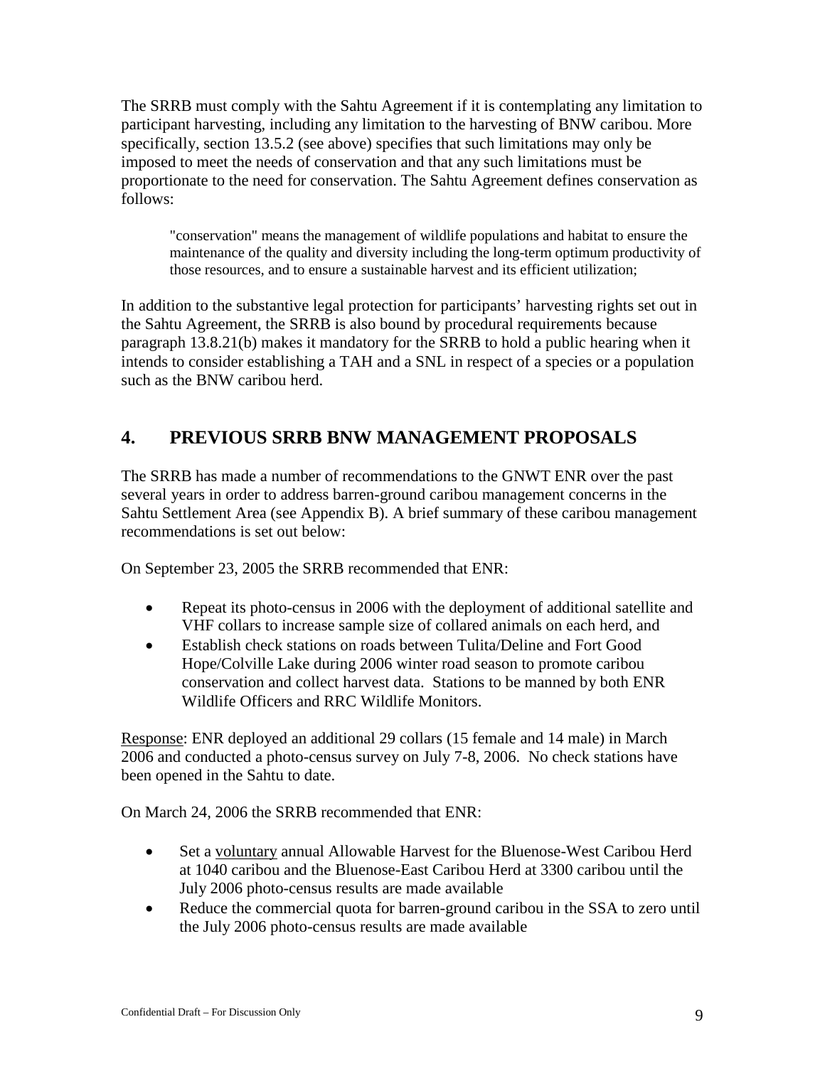The SRRB must comply with the Sahtu Agreement if it is contemplating any limitation to participant harvesting, including any limitation to the harvesting of BNW caribou. More specifically, section 13.5.2 (see above) specifies that such limitations may only be imposed to meet the needs of conservation and that any such limitations must be proportionate to the need for conservation. The Sahtu Agreement defines conservation as follows:

> "conservation" means the management of wildlife populations and habitat to ensure the maintenance of the quality and diversity including the long-term optimum productivity of those resources, and to ensure a sustainable harvest and its efficient utilization;

In addition to the substantive legal protection for participants' harvesting rights set out in the Sahtu Agreement, the SRRB is also bound by procedural requirements because paragraph 13.8.21(b) makes it mandatory for the SRRB to hold a public hearing when it intends to consider establishing a TAH and a SNL in respect of a species or a population such as the BNW caribou herd.

## 4. PREVIOUS SRRB BNW MANAGEMENT PROPOSALS

The SRRB has made a number of recommendations to the GNWT ENR over the past several years in order to address barren-ground caribou management concerns in the Sahtu Settlement Area (see Appendix B). A brief summary of these caribou management recommendations is set out below:

On September 23, 2005 the SRRB recommended that ENR:

- Repeat its photo-census in 2006 with the deployment of additional satellite and VHF collars to increase sample size of collared animals on each herd, and
- Establish check stations on roads between Tulita/Deline and Fort Good Hope/Colville Lake during 2006 winter road season to promote caribou conservation and collect harvest data. Stations to be manned by both ENR Wildlife Officers and RRC Wildlife Monitors.

<u>Response</u>: ENR deployed an additional 29 collars (15 female and 14 male) in March 2006 and conducted a photo-census survey on July 7-8, 2006. No check stations have been opened in the Sahtu to date.

On March 24, 2006 the SRRB recommended that ENR:

- Set a <u>voluntary</u> annual Allowable Harvest for the Bluenose-West Caribou Herd at 1040 caribou and the Bluenose-East Caribou Herd at 3300 caribou until the July 2006 photo-census results are made available
- Reduce the commercial quota for barren-ground caribou in the SSA to zero until the July 2006 photo-census results are made available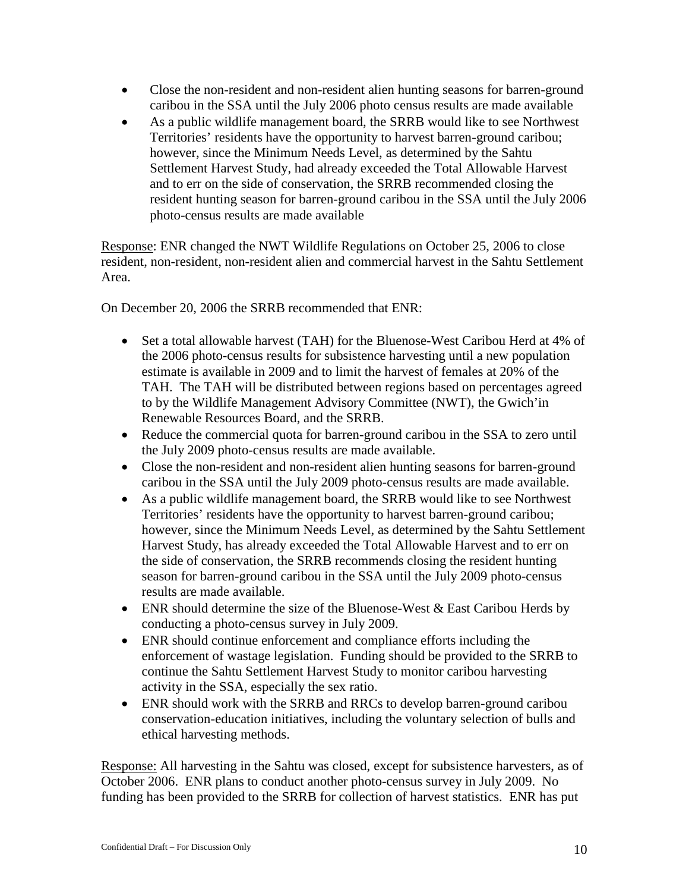- Close the non-resident and non-resident alien hunting seasons for barren-ground caribou in the SSA until the July 2006 photo census results are made available
- As a public wildlife management board, the SRRB would like to see Northwest Territories' residents have the opportunity to harvest barren-ground caribou; however, since the Minimum Needs Level, as determined by the Sahtu Settlement Harvest Study, had already exceeded the Total Allowable Harvest and to err on the side of conservation, the SRRB recommended closing the resident hunting season for barren-ground caribou in the SSA until the July 2006 photo-census results are made available

Response: ENR changed the NWT Wildlife Regulations on October 25, 2006 to close resident, non-resident, non-resident alien and commercial harvest in the Sahtu Settlement Area.

On December 20, 2006 the SRRB recommended that ENR:

- Set a total allowable harvest (TAH) for the Bluenose-West Caribou Herd at 4% of the 2006 photo-census results for subsistence harvesting until a new population estimate is available in 2009 and to limit the harvest of females at 20% of the TAH. The TAH will be distributed between regions based on percentages agreed to by the Wildlife Management Advisory Committee (NWT), the Gwich'in Renewable Resources Board, and the SRRB.
- Reduce the commercial quota for barren-ground caribou in the SSA to zero until the July 2009 photo-census results are made available.
- Close the non-resident and non-resident alien hunting seasons for barren-ground caribou in the SSA until the July 2009 photo-census results are made available.
- As a public wildlife management board, the SRRB would like to see Northwest Territories' residents have the opportunity to harvest barren-ground caribou; however, since the Minimum Needs Level, as determined by the Sahtu Settlement Harvest Study, has already exceeded the Total Allowable Harvest and to err on the side of conservation, the SRRB recommends closing the resident hunting season for barren-ground caribou in the SSA until the July 2009 photo-census results are made available.
- ENR should determine the size of the Bluenose-West & East Caribou Herds by conducting a photo-census survey in July 2009.
- ENR should continue enforcement and compliance efforts including the enforcement of wastage legislation. Funding should be provided to the SRRB to continue the Sahtu Settlement Harvest Study to monitor caribou harvesting activity in the SSA, especially the sex ratio.
- ENR should work with the SRRB and RRCs to develop barren-ground caribou conservation-education initiatives, including the voluntary selection of bulls and ethical harvesting methods.

Response: All harvesting in the Sahtu was closed, except for subsistence harvesters, as of October 2006. ENR plans to conduct another photo-census survey in July 2009. No funding has been provided to the SRRB for collection of harvest statistics. ENR has put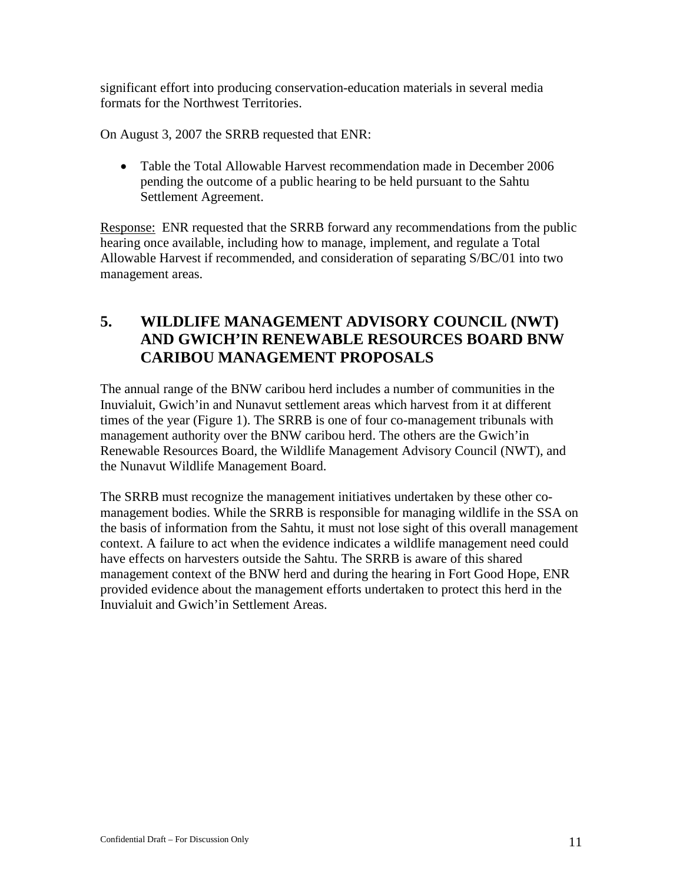significant effort into producing conservation-education materials in several media formats for the Northwest Territories.

On August 3, 2007 the SRRB requested that ENR:

- Table the Total Allowable Harvest recommendation made in December 2006 pending the outcome of a public hearing to be held pursuant to the Sahtu Settlement Agreement.

Response: ENR requested that the SRRB forward any recommendations from the public hearing once available, including how to manage, implement, and regulate a Total Allowable Harvest if recommended, and consideration of separating S/BC/01 into two management areas.

## 5. WILDLIFE MANAGEMENT ADVISORY COUNCIL (NWT) AND GWICH'IN RENEWABLE RESOURCES BOARD BNW CARIBOU MANAGEMENT PROPOSALS

The annual range of the BNW caribou herd includes a number of communities in the Inuvialuit, Gwich'in and Nunavut settlement areas which harvest from it at different times of the year (Figure 1). The SRRB is one of four co-management tribunals with management authority over the BNW caribou herd. The others are the Gwich'in Renewable Resources Board, the Wildlife Management Advisory Council (NWT), and the Nunavut Wildlife Management Board.

The SRRB must recognize the management initiatives undertaken by these other co-management bodies. While the SRRB is responsible for managing wildlife in the SSA on the basis of information from the Sahtu, it must not lose sight of this overall management context. A failure to act when the evidence indicates a wildlife management need could have effects on harvesters outside the Sahtu. The SRRB is aware of this shared management context of the BNW herd and during the hearing in Fort Good Hope, ENR provided evidence about the management efforts undertaken to protect this herd in the Inuvialuit and Gwich'in Settlement Areas.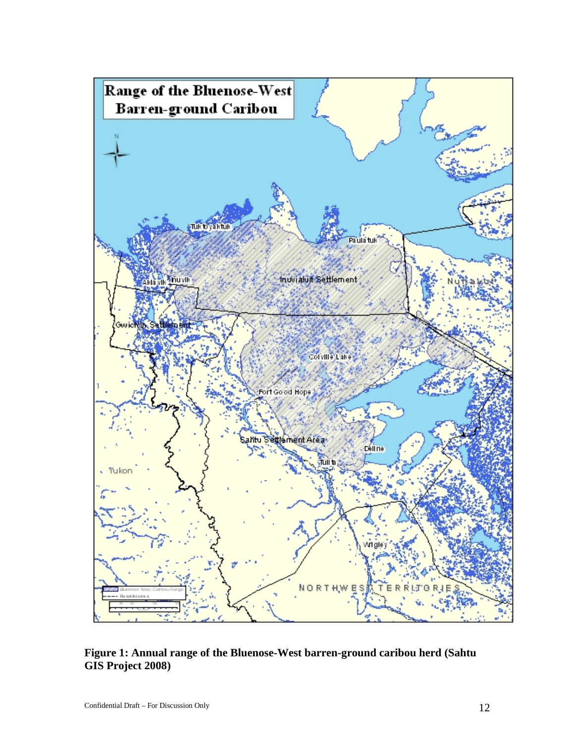**Figure 1: Annual range of the Bluenose-West barren-ground caribou herd (Sahtu GIS Project 2008)**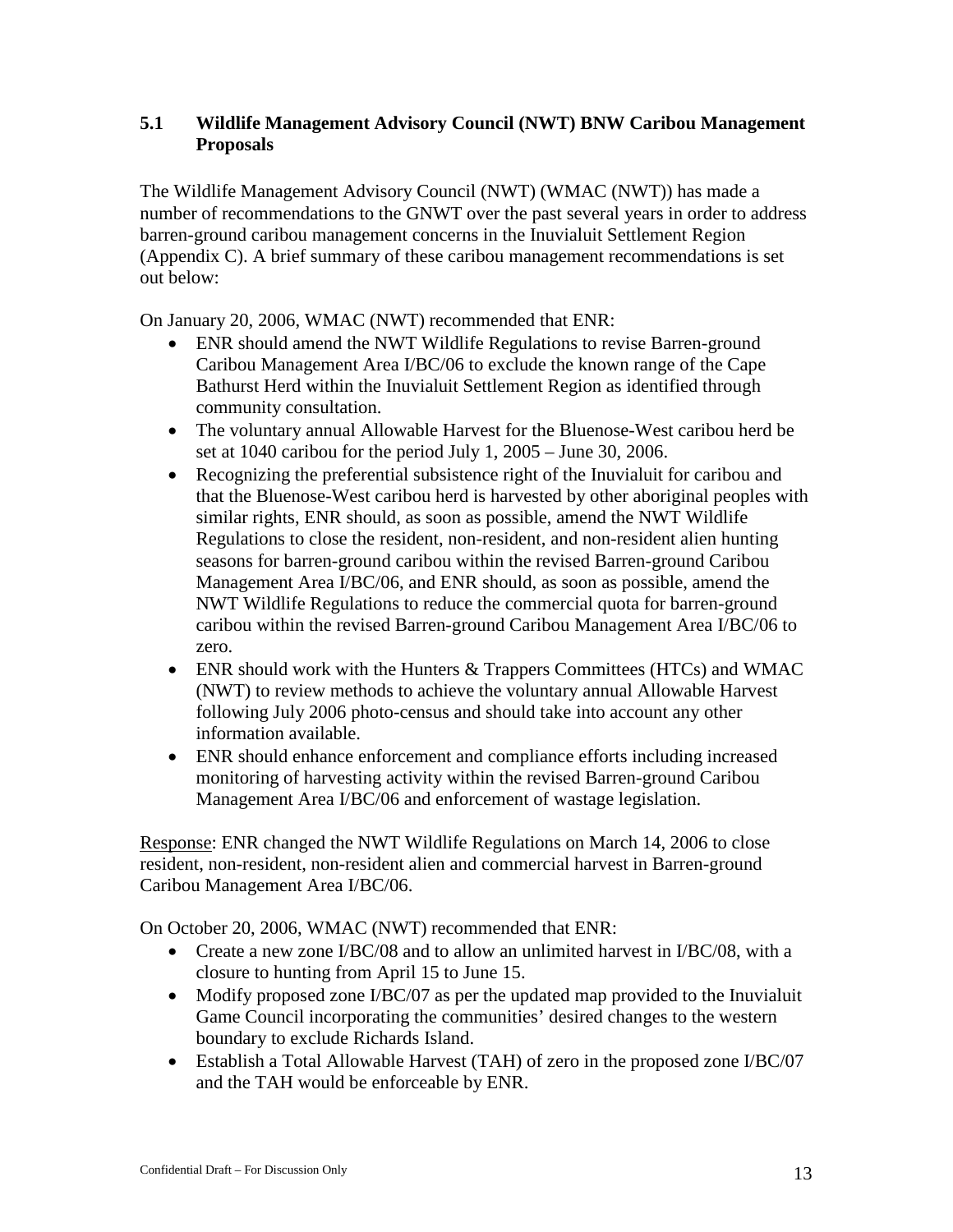## 5.1 Wildlife Management Advisory Council (NWT) BNW Caribou Management Proposals

The Wildlife Management Advisory Council (NWT) (WMAC (NWT)) has made a number of recommendations to the GNWT over the past several years in order to address barren-ground caribou management concerns in the Inuvialuit Settlement Region (Appendix C). A brief summary of these caribou management recommendations is set out below:

On January 20, 2006, WMAC (NWT) recommended that ENR:

- ENR should amend the NWT Wildlife Regulations to revise Barren-ground Caribou Management Area I/BC/06 to exclude the known range of the Cape Bathurst Herd within the Inuvialuit Settlement Region as identified through community consultation.
- The voluntary annual Allowable Harvest for the Bluenose-West caribou herd be set at 1040 caribou for the period July 1, 2005 – June 30, 2006.
- Recognizing the preferential subsistence right of the Inuvialuit for caribou and that the Bluenose-West caribou herd is harvested by other aboriginal peoples with similar rights, ENR should, as soon as possible, amend the NWT Wildlife Regulations to close the resident, non-resident, and non-resident alien hunting seasons for barren-ground caribou within the revised Barren-ground Caribou Management Area I/BC/06, and ENR should, as soon as possible, amend the NWT Wildlife Regulations to reduce the commercial quota for barren-ground caribou within the revised Barren-ground Caribou Management Area I/BC/06 to zero.
- ENR should work with the Hunters & Trappers Committees (HTCs) and WMAC (NWT) to review methods to achieve the voluntary annual Allowable Harvest following July 2006 photo-census and should take into account any other information available.
- ENR should enhance enforcement and compliance efforts including increased monitoring of harvesting activity within the revised Barren-ground Caribou Management Area I/BC/06 and enforcement of wastage legislation.

Response: ENR changed the NWT Wildlife Regulations on March 14, 2006 to close resident, non-resident, non-resident alien and commercial harvest in Barren-ground Caribou Management Area I/BC/06.

On October 20, 2006, WMAC (NWT) recommended that ENR:

- Create a new zone I/BC/08 and to allow an unlimited harvest in I/BC/08, with a closure to hunting from April 15 to June 15.
- Modify proposed zone I/BC/07 as per the updated map provided to the Inuvialuit Game Council incorporating the communities' desired changes to the western boundary to exclude Richards Island.
- Establish a Total Allowable Harvest (TAH) of zero in the proposed zone I/BC/07 and the TAH would be enforceable by ENR.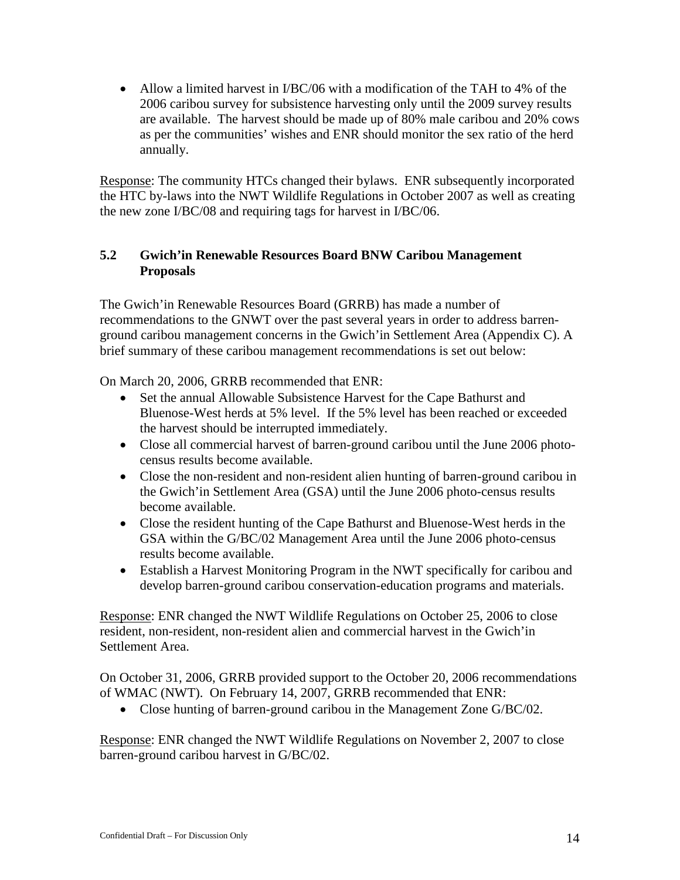- Allow a limited harvest in I/BC/06 with a modification of the TAH to 4% of the 2006 caribou survey for subsistence harvesting only until the 2009 survey results are available. The harvest should be made up of 80% male caribou and 20% cows as per the communities' wishes and ENR should monitor the sex ratio of the herd annually.

Response: The community HTCs changed their bylaws. ENR subsequently incorporated the HTC by-laws into the NWT Wildlife Regulations in October 2007 as well as creating the new zone I/BC/08 and requiring tags for harvest in I/BC/06.

### 5.2 Gwich'in Renewable Resources Board BNW Caribou Management Proposals

The Gwich'in Renewable Resources Board (GRRB) has made a number of recommendations to the GNWT over the past several years in order to address barren-ground caribou management concerns in the Gwich'in Settlement Area (Appendix C). A brief summary of these caribou management recommendations is set out below:

On March 20, 2006, GRRB recommended that ENR:

- Set the annual Allowable Subsistence Harvest for the Cape Bathurst and Bluenose-West herds at 5% level. If the 5% level has reached or exceeded the harvest should be interrupted immediately.
- Close all commercial harvest of barren-ground caribou until the June 2006 photo-census results become available.
- Close the non-resident and non-resident alien hunting of barren-ground caribou in the Gwich'in Settlement Area (GSA) until the June 2006 photo-census results become available.
- Close the resident hunting of the Cape Bathurst and Bluenose-West herds in the GSA within the G/BC/02 Management Area until the June 2006 photo-census results become available.
- Establish a Harvest Monitoring Program in the NWT specifically for caribou and develop barren-ground caribou conservation-education programs and materials.

Response: ENR changed the NWT Wildlife Regulations on October 25, 2006 to close resident, non-resident, non-resident alien and commercial harvest in the Gwich'in Settlement Area.

On October 31, 2006, GRRB provided support to the October 20, 2006 recommendations of WMAC (NWT). On February 14, 2007, GRRB recommended that ENR:

- Close hunting of barren-ground caribou in the Management Zone G/BC/02.

Response: ENR changed the NWT Wildlife Regulations on November 2, 2007 to close barren-ground caribou harvest in G/BC/02.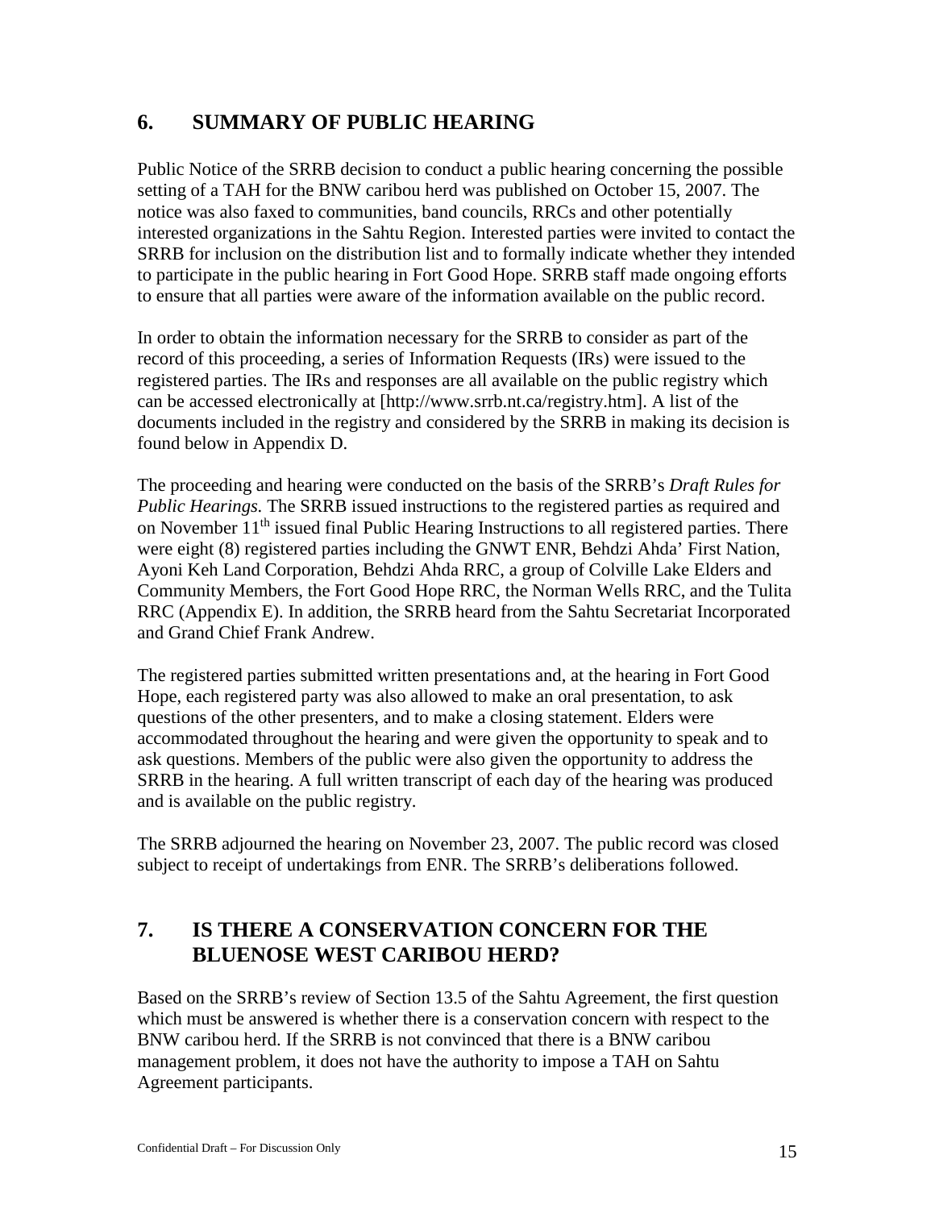## 6. SUMMARY OF PUBLIC HEARING

Public Notice of the SRRB decision to conduct a public hearing concerning the possible setting of a TAH for the BNW caribou herd was published on October 15, 2007. The notice was also faxed to communities, band councils, RRCs and other potentially interested organizations in the Sahtu Region. Interested parties were invited to contact the SRRB for inclusion on the distribution list and to formally indicate whether they intended to participate in the public hearing in Fort Good Hope. SRRB staff made ongoing efforts to ensure that all parties were aware of the information available on the public record.

In order to obtain the information necessary for the SRRB to consider as part of the record of this proceeding, a series of Information Requests (IRs) were issued to the registered parties. The IRs and responses are all available on the public registry which can be accessed electronically at [http://www.srrb.nt.ca/registry.htm]. A list of the documents included in the registry and considered by the SRRB in making its decision is found below in Appendix D.

The proceeding and hearing were conducted on the basis of the SRRB's *Draft Rules for Public Hearings.* The SRRB issued instructions to the registered parties as required and on November 11th issued final Public Hearing Instructions to all registered parties. There were eight (8) registered parties including the GNWT ENR, Behdzi Ahda' First Nation, Ayoni Keh Land Corporation, Behdzi Ahda RRC, a group of Colville Lake Elders and Community Members, the Fort Good Hope RRC, the Norman Wells RRC, and the Tulita RRC (Appendix E). In addition, the SRRB heard from the Sahtu Secretariat Incorporated and Grand Chief Frank Andrew.

The registered parties submitted written presentations and, at the hearing in Fort Good Hope, each registered party was also allowed to make an oral presentation, to ask questions of the other presenters, and to make a closing statement. Elders were accommodated throughout the hearing and were given the opportunity to speak and to ask questions. Members of the public were also given the opportunity to address the SRRB in the hearing. A full written transcript of each day of the hearing was produced and is available on the public registry.

The SRRB adjourned the hearing on November 23, 2007. The public record was closed subject to receipt of undertakings from ENR. The SRRB's deliberations followed.

## 7. IS THERE A CONSERVATION CONCERN FOR THE BLUENOSE WEST CARIBOU HERD?

Based on the SRRB's review of Section 13.5 of the Sahtu Agreement, the first question which must be answered is whether there is a conservation concern with respect to the BNW caribou herd. If the SRRB is not convinced that there is a BNW caribou management problem, it does not have the authority to impose a TAH on Sahtu Agreement participants.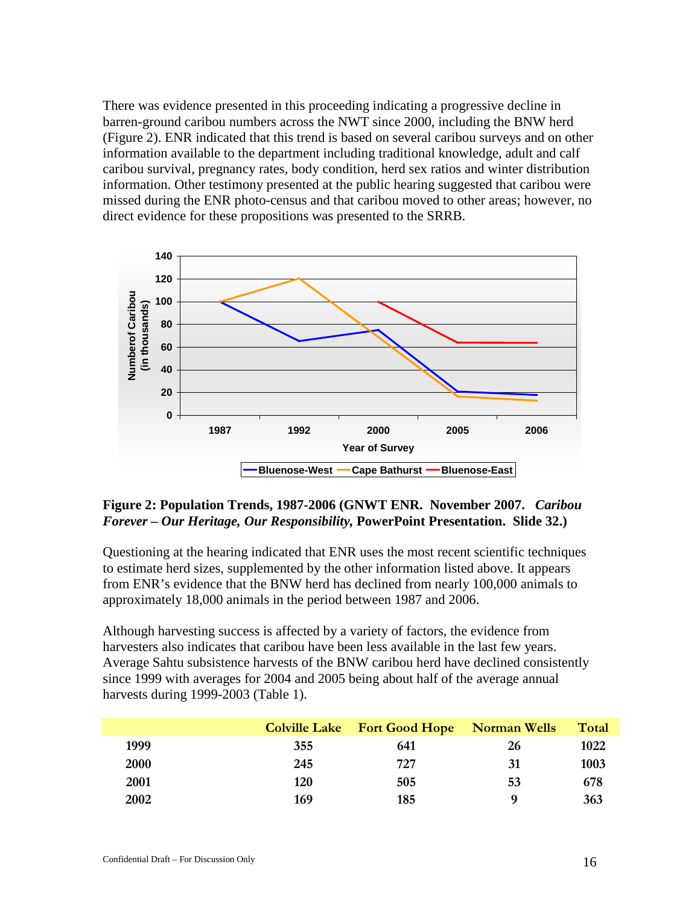There was evidence presented in this proceeding indicating a progressive decline in barren-ground caribou numbers across the NWT since 2000, including the BNW herd (Figure 2). ENR indicated that this trend is based on several caribou surveys and on other information available to the department including traditional knowledge, adult and calf caribou survival, pregnancy rates, body condition, herd sex ratios and winter distribution information. Other testimony presented at the public hearing suggested that caribou were missed during the ENR photo-census and that caribou moved to other areas; however, no direct evidence for these propositions was presented to the SRRB.

**Figure 2: Population Trends, 1987-2006 (GNWT ENR. November 2007. *Caribou Forever – Our Heritage, Our Responsibility,* PowerPoint Presentation. Slide 32.)**

Questioning at the hearing indicated that ENR uses the most recent scientific techniques to estimate herd sizes, supplemented by the other information listed above. It appears from ENR's evidence that the BNW herd has declined from nearly 100,000 animals to approximately 18,000 animals in the period between 1987 and 2006.

Although harvesting success is affected by a variety of factors, the evidence from harvesters also indicates that caribou have been less available in the last few years. Average Sahtu subsistence harvests of the BNW caribou herd have declined consistently since 1999 with averages for 2004 and 2005 being about half of the average annual harvests during 1999-2003 (Table 1).

| | Colville Lake | Fort Good Hope | Norman Wells | Total |
|---|---|---|---|---|
| 1999 | 355 | 641 | 26 | 1022 |
| 2000 | 245 | 727 | 31 | 1003 |
| 2001 | 120 | 505 | 53 | 678 |
| 2002 | 169 | 185 | 9 | 363 |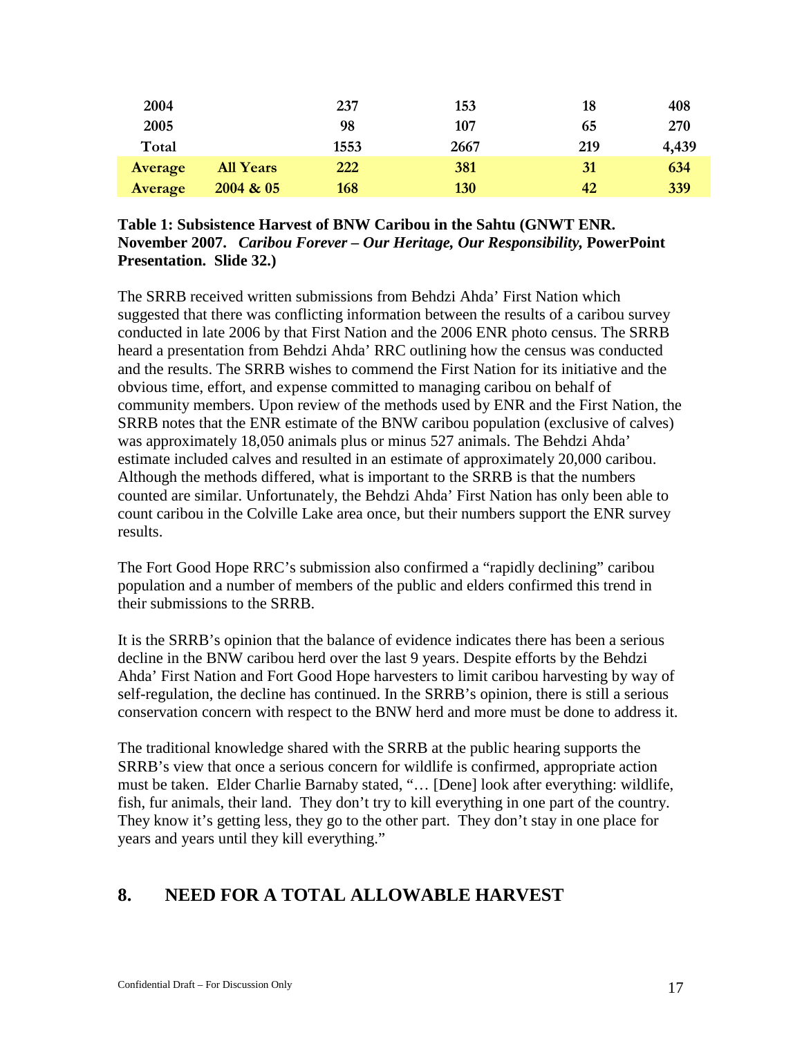| | | | | | |
|---|---|---|---|---|---|
| 2004 | | 237 | 153 | 18 | 408 |
| 2005 | | 98 | 107 | 65 | 270 |
| Total | | 1553 | 2667 | 219 | 4,439 |
| Average | All Years | 222 | 381 | 31 | 634 |
| Average | 2004 & 05 | 168 | 130 | 42 | 339 |

**Table 1: Subsistence Harvest of BNW Caribou in the Sahtu (GNWT ENR. November 2007.** ***Caribou Forever – Our Heritage, Our Responsibility,*** **PowerPoint Presentation. Slide 32.)**

The SRRB received written submissions from Behdzi Ahda' First Nation which suggested that there was conflicting information between the results of a caribou survey conducted in late 2006 by that First Nation and the 2006 ENR photo census. The SRRB heard a presentation from Behdzi Ahda' RRC outlining how the census was conducted and the results. The SRRB wishes to commend the First Nation for its initiative and the obvious time, effort, and expense committed to managing caribou on behalf of community members. Upon review of the methods used by ENR and the First Nation, the SRRB notes that the ENR estimate of the BNW caribou population (exclusive of calves) was approximately 18,050 animals plus or minus 527 animals. The Behdzi Ahda' estimate included calves and resulted in an estimate of approximately 20,000 caribou. Although the methods differed, what is important to the SRRB is that the numbers counted are similar. Unfortunately, the Behdzi Ahda' First Nation has only been able to count caribou in the Colville Lake area once, but their numbers support the ENR survey results.

The Fort Good Hope RRC's submission also confirmed a "rapidly declining" caribou population and a number of members of the public and elders confirmed this trend in their submissions to the SRRB.

It is the SRRB's opinion that the balance of evidence indicates there has been a serious decline in the BNW caribou herd over the last 9 years. Despite efforts by the Behdzi Ahda' First Nation and Fort Good Hope harvesters to limit caribou harvesting by way of self-regulation, the decline has continued. In the SRRB's opinion, there is still a serious conservation concern with respect to the BNW herd and more must be done to address it.

The traditional knowledge shared with the SRRB at the public hearing supports the SRRB's view that once a serious concern for wildlife is confirmed, appropriate action must be taken. Elder Charlie Barnaby stated, "… [Dene] look after everything: wildlife, fish, fur animals, their land. They don't try to kill everything in one part of the country. They know it's getting less, they go to the other part. They don't stay in one place for years and years until they kill everything."

## 8. NEED FOR A TOTAL ALLOWABLE HARVEST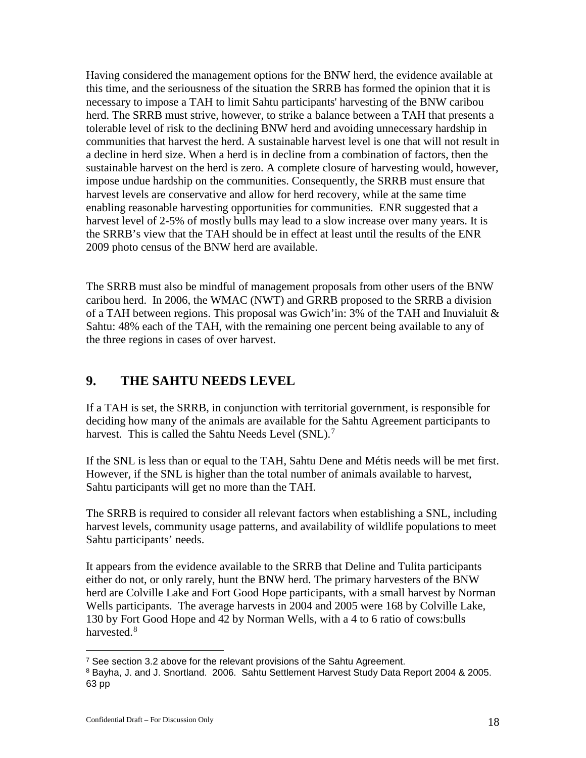Having considered the management options for the BNW herd, the evidence available at this time, and the seriousness of the situation the SRRB has formed the opinion that it is necessary to impose a TAH to limit Sahtu participants' harvesting of the BNW caribou herd. The SRRB must strive, however, to strike a balance between a TAH that presents a tolerable level of risk to the declining BNW herd and avoiding unnecessary hardship in communities that harvest the herd. A sustainable harvest level is one that will not result in a decline in herd size. When a herd is in decline from a combination of factors, then the sustainable harvest on the herd is zero. A complete closure of harvesting would, however, impose undue hardship on the communities. Consequently, the SRRB must ensure that harvest levels are conservative and allow for herd recovery, while at the same time enabling reasonable harvesting opportunities for communities. ENR suggested that a harvest level of 2-5% of mostly bulls may lead to a slow increase over many years. It is the SRRB's view that the TAH should be in effect at least until the results of the ENR 2009 photo census of the BNW herd are available.

The SRRB must also be mindful of management proposals from other users of the BNW caribou herd. In 2006, the WMAC (NWT) and GRRB proposed to the SRRB a division of a TAH between regions. This proposal was Gwich'in: 3% of the TAH and Inuvialuit & Sahtu: 48% each of the TAH, with the remaining one percent being available to any of the three regions in cases of over harvest.

## 9. THE SAHTU NEEDS LEVEL

If a TAH is set, the SRRB, in conjunction with territorial government, is responsible for deciding how many of the animals are available for the Sahtu Agreement participants to harvest. This is called the Sahtu Needs Level (SNL).[7]

If the SNL is less than or equal to the TAH, Sahtu Dene and Métis needs will be met first. However, if the SNL is higher than the total number of animals available to harvest, Sahtu participants will get no more than the TAH.

The SRRB is required to consider all relevant factors when establishing a SNL, including harvest levels, community usage patterns, and availability of wildlife populations to meet Sahtu participants' needs.

It appears from the evidence available to the SRRB that Deline and Tulita participants either do not, or only rarely, hunt the BNW herd. The primary harvesters of the BNW herd are Colville Lake and Fort Good Hope participants, with a small harvest by Norman Wells participants. The average harvests in 2004 and 2005 were 168 by Colville Lake, 130 by Fort Good Hope and 42 by Norman Wells, with a 4 to 6 ratio of cows:bulls harvested.[8]

---

[7] See section 3.2 above for the relevant provisions of the Sahtu Agreement.

[8] Bayha, J. and J. Snortland. 2006. Sahtu Settlement Harvest Study Data Report 2004 & 2005. 63 pp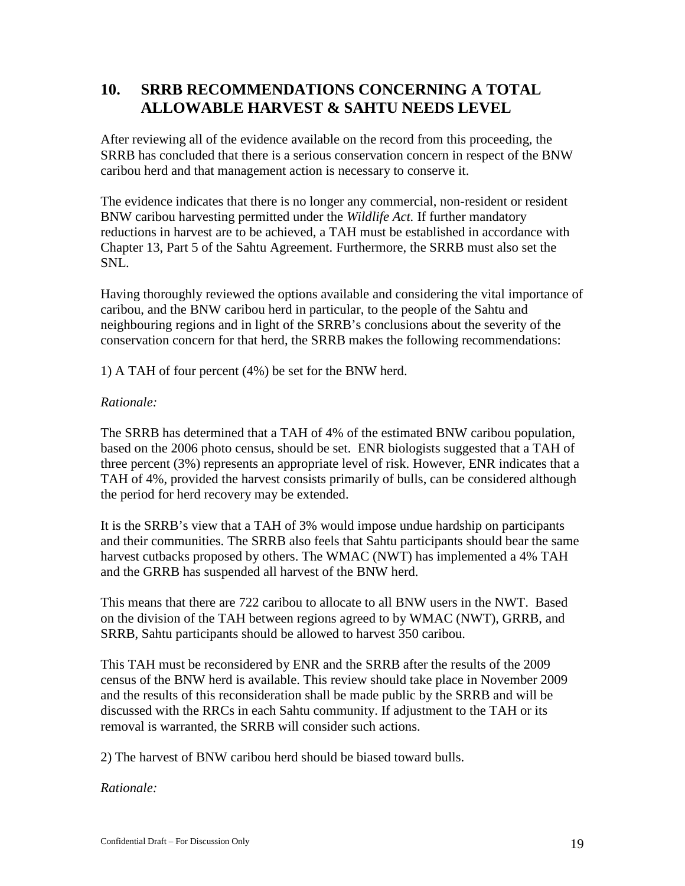## 10. SRRB RECOMMENDATIONS CONCERNING A TOTAL ALLOWABLE HARVEST & SAHTU NEEDS LEVEL

After reviewing all of the evidence available on the record from this proceeding, the SRRB has concluded that there is a serious conservation concern in respect of the BNW caribou herd and that management action is necessary to conserve it.

The evidence indicates that there is no longer any commercial, non-resident or resident BNW caribou harvesting permitted under the *Wildlife Act.* If further mandatory reductions in harvest are to be achieved, a TAH must be established in accordance with Chapter 13, Part 5 of the Sahtu Agreement. Furthermore, the SRRB must also set the SNL.

Having thoroughly reviewed the options available and considering the vital importance of caribou, and the BNW caribou herd in particular, to the people of the Sahtu and neighbouring regions and in light of the SRRB's conclusions about the severity of the conservation concern for that herd, the SRRB makes the following recommendations:

1) A TAH of four percent (4%) be set for the BNW herd.

*Rationale:*

The SRRB has determined that a TAH of 4% of the estimated BNW caribou population, based on the 2006 photo census, should be set. ENR biologists suggested that a TAH of three percent (3%) represents an appropriate level of risk. However, ENR indicates that a TAH of 4%, provided the harvest consists primarily of bulls, can be considered although the period for herd recovery may be extended.

It is the SRRB's view that a TAH of 3% would impose undue hardship on participants and their communities. The SRRB also feels that Sahtu participants should bear the same harvest cutbacks proposed by others. The WMAC (NWT) has implemented a 4% TAH and the GRRB has suspended all harvest of the BNW herd.

This means that there are 722 caribou to allocate to all BNW users in the NWT. Based on the division of the TAH between regions agreed to by WMAC (NWT), GRRB, and SRRB, Sahtu participants should be allowed to harvest 350 caribou.

This TAH must be reconsidered by ENR and the SRRB after the results of the 2009 census of the BNW herd is available. This review should take place in November 2009 and the results of this reconsideration shall be made public by the SRRB and will be discussed with the RRCs in each Sahtu community. If adjustment to the TAH or its removal is warranted, the SRRB will consider such actions.

2) The harvest of BNW caribou herd should be biased toward bulls.

*Rationale:*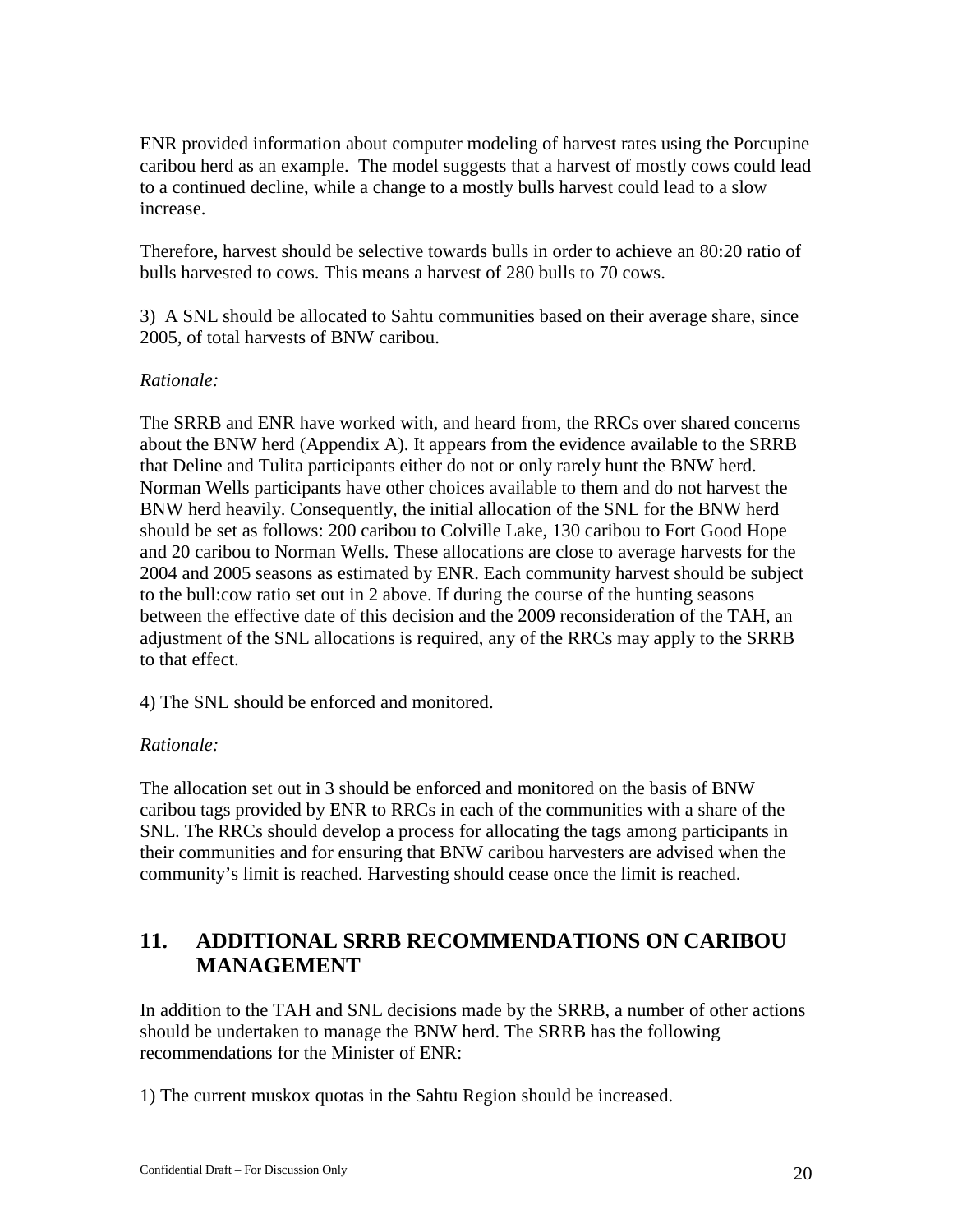ENR provided information about computer modeling of harvest rates using the Porcupine caribou herd as an example. The model suggests that a harvest of mostly cows could lead to a continued decline, while a change to a mostly bulls harvest could lead to a slow increase.

Therefore, harvest should be selective towards bulls in order to achieve an 80:20 ratio of bulls harvested to cows. This means a harvest of 280 bulls to 70 cows.

3) A SNL should be allocated to Sahtu communities based on their average share, since 2005, of total harvests of BNW caribou.

*Rationale:*

The SRRB and ENR have worked with, and heard from, the RRCs over shared concerns about the BNW herd (Appendix A). It appears from the evidence available to the SRRB that Deline and Tulita participants either do not or only rarely hunt the BNW herd. Norman Wells participants have other choices available to them and do not harvest the BNW herd heavily. Consequently, the initial allocation of the SNL for the BNW herd should be set as follows: 200 caribou to Colville Lake, 130 caribou to Fort Good Hope and 20 caribou to Norman Wells. These allocations are close to average harvests for the 2004 and 2005 seasons as estimated by ENR. Each community harvest should be subject to the bull:cow ratio set out in 2 above. If during the course of the hunting seasons between the effective date of this decision and the 2009 reconsideration of the TAH, an adjustment of the SNL allocations is required, any of the RRCs may apply to the SRRB to that effect.

4) The SNL should be enforced and monitored.

*Rationale:*

The allocation set out in 3 should be enforced and monitored on the basis of BNW caribou tags provided by ENR to RRCs in each of the communities with a share of the SNL. The RRCs should develop a process for allocating the tags among participants in their communities and for ensuring that BNW caribou harvesters are advised when the community's limit is reached. Harvesting should cease once the limit is reached.

## 11. ADDITIONAL SRRB RECOMMENDATIONS ON CARIBOU MANAGEMENT

In addition to the TAH and SNL decisions made by the SRRB, a number of other actions should be undertaken to manage the BNW herd. The SRRB has the following recommendations for the Minister of ENR:

1) The current muskox quotas in the Sahtu Region should be increased.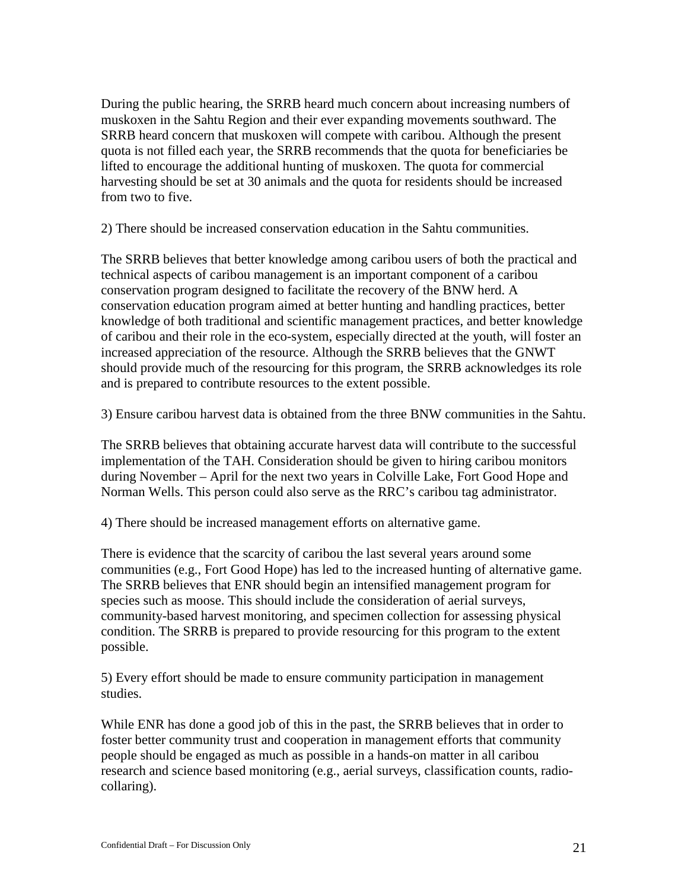During the public hearing, the SRRB heard much concern about increasing numbers of muskoxen in the Sahtu Region and their ever expanding movements southward. The SRRB heard concern that muskoxen will compete with caribou. Although the present quota is not filled each year, the SRRB recommends that the quota for beneficiaries be lifted to encourage the additional hunting of muskoxen. The quota for commercial harvesting should be set at 30 animals and the quota for residents should be increased from two to five.

2) There should be increased conservation education in the Sahtu communities.

The SRRB believes that better knowledge among caribou users of both the practical and technical aspects of caribou management is an important component of a caribou conservation program designed to facilitate the recovery of the BNW herd. A conservation education program aimed at better hunting and handling practices, better knowledge of both traditional and scientific management practices, and better knowledge of caribou and their role in the eco-system, especially directed at the youth, will foster an increased appreciation of the resource. Although the SRRB believes that the GNWT should provide much of the resourcing for this program, the SRRB acknowledges its role and is prepared to contribute resources to the extent possible.

3) Ensure caribou harvest data is obtained from the three BNW communities in the Sahtu.

The SRRB believes that obtaining accurate harvest data will contribute to the successful implementation of the TAH. Consideration should be given to hiring caribou monitors during November – April for the next two years in Colville Lake, Fort Good Hope and Norman Wells. This person could also serve as the RRC's caribou tag administrator.

4) There should be increased management efforts on alternative game.

There is evidence that the scarcity of caribou the last several years around some communities (e.g., Fort Good Hope) has led to the increased hunting of alternative game. The SRRB believes that ENR should begin an intensified management program for species such as moose. This should include the consideration of aerial surveys, community-based harvest monitoring, and specimen collection for assessing physical condition. The SRRB is prepared to provide resourcing for this program to the extent possible.

5) Every effort should be made to ensure community participation in management studies.

While ENR has done a good job of this in the past, the SRRB believes that in order to foster better community trust and cooperation in management efforts that community people should be engaged as much as possible in a hands-on matter in all caribou research and science based monitoring (e.g., aerial surveys, classification counts, radio-collaring).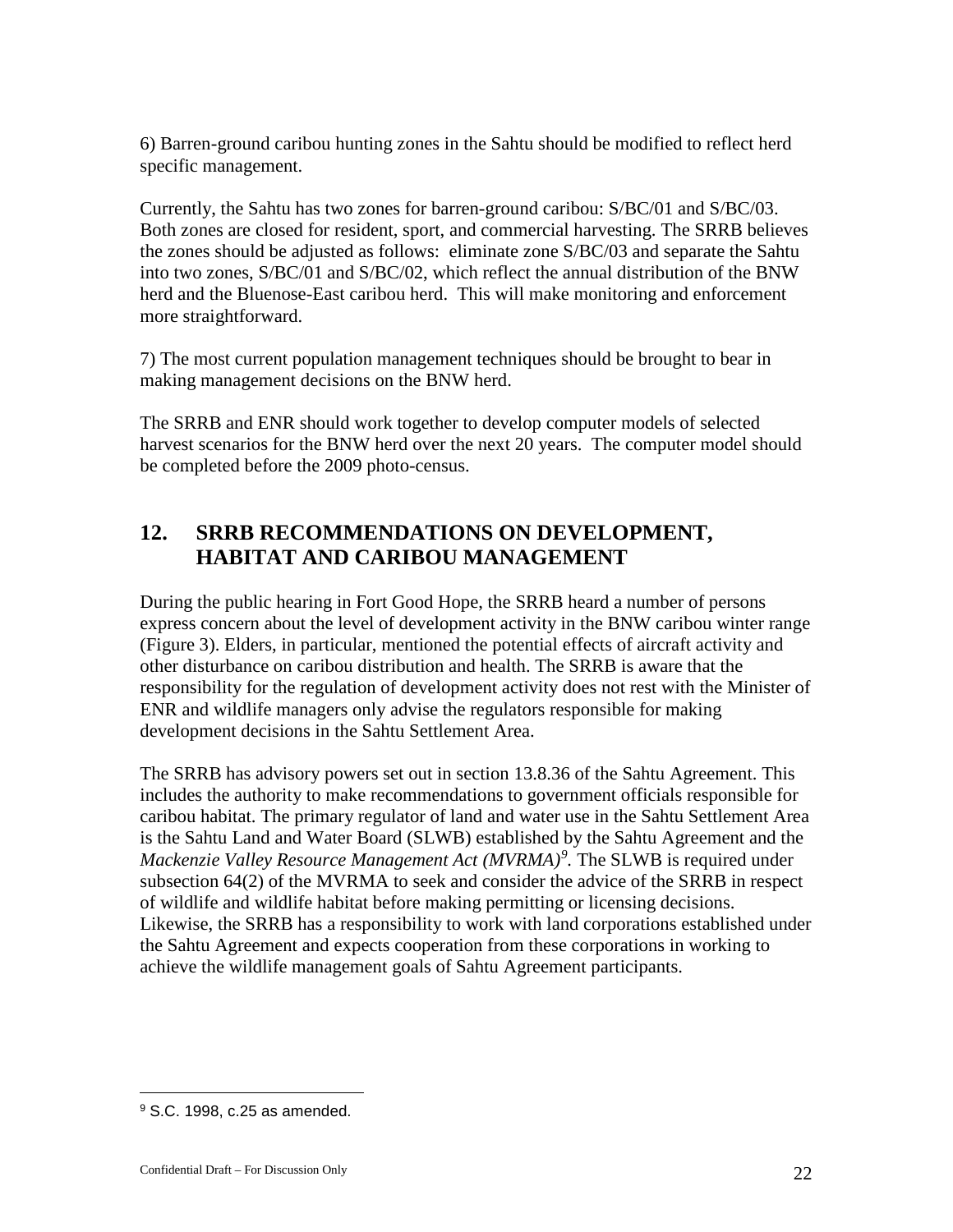6) Barren-ground caribou hunting zones in the Sahtu should be modified to reflect herd specific management.

Currently, the Sahtu has two zones for barren-ground caribou: S/BC/01 and S/BC/03. Both zones are closed for resident, sport, and commercial harvesting. The SRRB believes the zones should be adjusted as follows: eliminate zone S/BC/03 and separate the Sahtu into two zones, S/BC/01 and S/BC/02, which reflect the annual distribution of the BNW herd and the Bluenose-East caribou herd. This will make monitoring and enforcement more straightforward.

7) The most current population management techniques should be brought to bear in making management decisions on the BNW herd.

The SRRB and ENR should work together to develop computer models of selected harvest scenarios for the BNW herd over the next 20 years. The computer model should be completed before the 2009 photo-census.

## 12. SRRB RECOMMENDATIONS ON DEVELOPMENT, HABITAT AND CARIBOU MANAGEMENT

During the public hearing in Fort Good Hope, the SRRB heard a number of persons express concern about the level of development activity in the BNW caribou winter range (Figure 3). Elders, in particular, mentioned the potential effects of aircraft activity and other disturbance on caribou distribution and health. The SRRB is aware that the responsibility for the regulation of development activity does not rest with the Minister of ENR and wildlife managers only advise the regulators responsible for making development decisions in the Sahtu Settlement Area.

The SRRB has advisory powers set out in section 13.8.36 of the Sahtu Agreement. This includes the authority to make recommendations to government officials responsible for caribou habitat. The primary regulator of land and water use in the Sahtu Settlement Area is the Sahtu Land and Water Board (SLWB) established by the Sahtu Agreement and the *Mackenzie Valley Resource Management Act (MVRMA)*[9]. The SLWB is required under subsection 64(2) of the MVRMA to seek and consider the advice of the SRRB in respect of wildlife and wildlife habitat before making permitting or licensing decisions. Likewise, the SRRB has a responsibility to work with land corporations established under the Sahtu Agreement and expects cooperation from these corporations in working to achieve the wildlife management goals of Sahtu Agreement participants.

[9] S.C. 1998, c.25 as amended.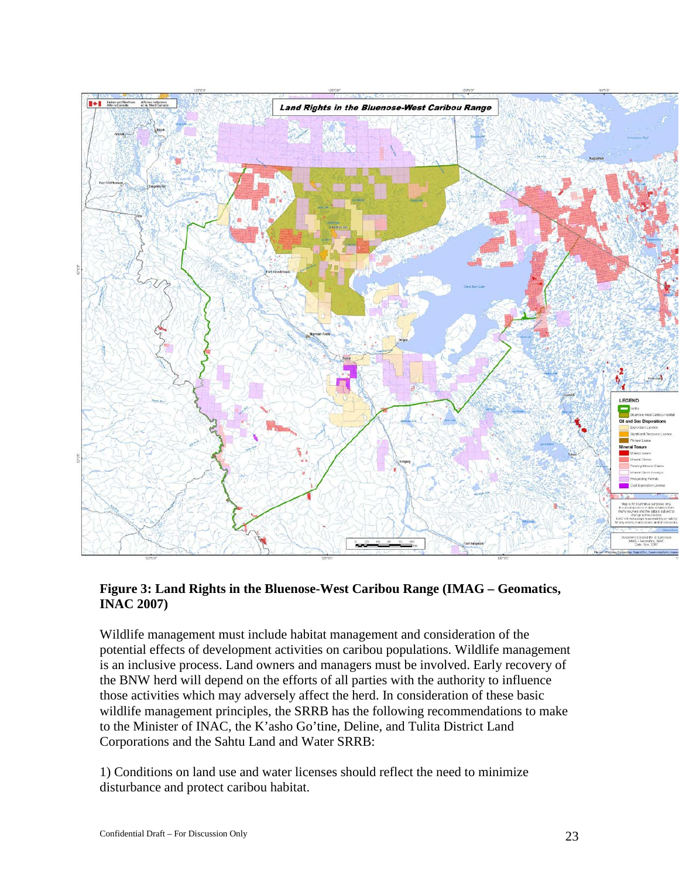**Figure 3: Land Rights in the Bluenose-West Caribou Range (IMAG – Geomatics, INAC 2007)**

Wildlife management must include habitat management and consideration of the potential effects of development activities on caribou populations. Wildlife management is an inclusive process. Land owners and managers must be involved. Early recovery of the BNW herd will depend on the efforts of all parties with the authority to influence those activities which may adversely affect the herd. In consideration of these basic wildlife management principles, the SRRB has the following recommendations to make to the Minister of INAC, the K'asho Go'tine, Deline, and Tulita District Land Corporations and the Sahtu Land and Water SRRB:

1) Conditions on land use and water licenses should reflect the need to minimize disturbance and protect caribou habitat.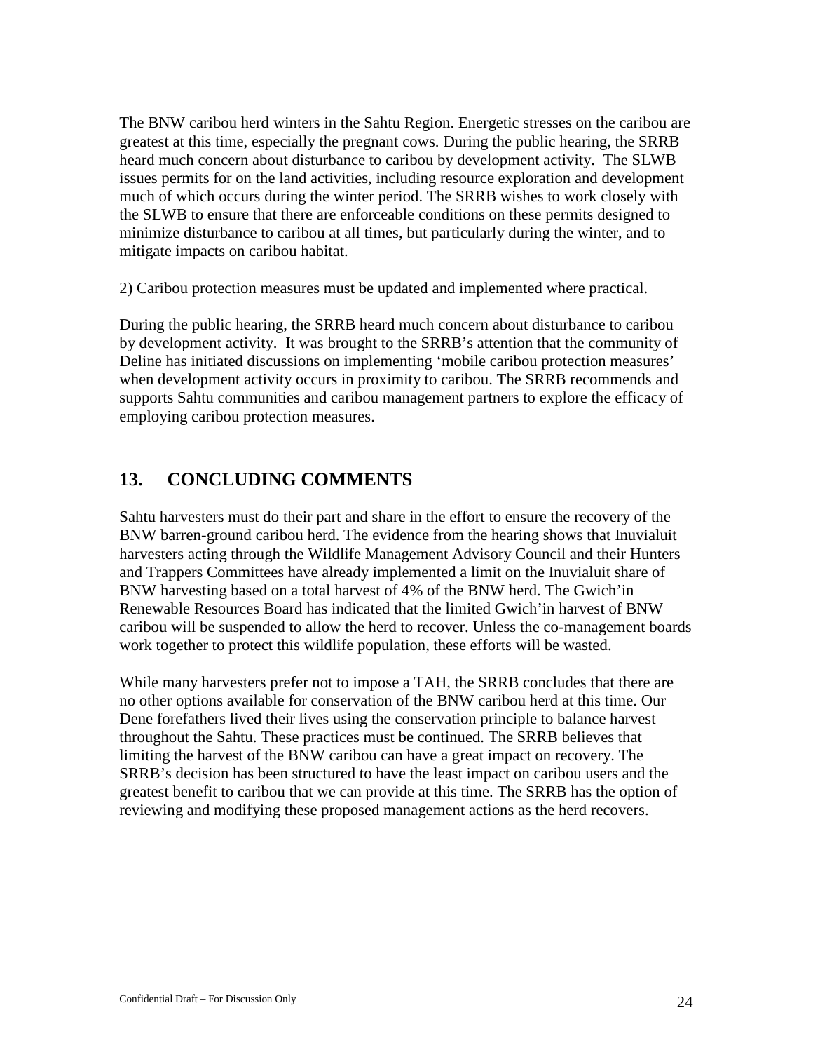The BNW caribou herd winters in the Sahtu Region. Energetic stresses on the caribou are greatest at this time, especially the pregnant cows. During the public hearing, the SRRB heard much concern about disturbance to caribou by development activity. The SLWB issues permits for on the land activities, including resource exploration and development much of which occurs during the winter period. The SRRB wishes to work closely with the SLWB to ensure that there are enforceable conditions on these permits designed to minimize disturbance to caribou at all times, but particularly during the winter, and to mitigate impacts on caribou habitat.

2) Caribou protection measures must be updated and implemented where practical.

During the public hearing, the SRRB heard much concern about disturbance to caribou by development activity. It was brought to the SRRB's attention that the community of Deline has initiated discussions on implementing 'mobile caribou protection measures' when development activity occurs in proximity to caribou. The SRRB recommends and supports Sahtu communities and caribou management partners to explore the efficacy of employing caribou protection measures.

## 13. CONCLUDING COMMENTS

Sahtu harvesters must do their part and share in the effort to ensure the recovery of the BNW barren-ground caribou herd. The evidence from the hearing shows that Inuvialuit harvesters acting through the Wildlife Management Advisory Council and their Hunters and Trappers Committees have already implemented a limit on the Inuvialuit share of BNW harvesting based on a total harvest of 4% of the BNW herd. The Gwich'in Renewable Resources Board has indicated that the limited Gwich'in harvest of BNW caribou will be suspended to allow the herd to recover. Unless the co-management boards work together to protect this wildlife population, these efforts will be wasted.

While many harvesters prefer not to impose a TAH, the SRRB concludes that there are no other options available for conservation of the BNW caribou herd at this time. Our Dene forefathers lived their lives using the conservation principle to balance harvest throughout the Sahtu. These practices must be continued. The SRRB believes that limiting the harvest of the BNW caribou can have a great impact on recovery. The SRRB's decision has been structured to have the least impact on caribou users and the greatest benefit to caribou that we can provide at this time. The SRRB has the option of reviewing and modifying these proposed management actions as the herd recovers.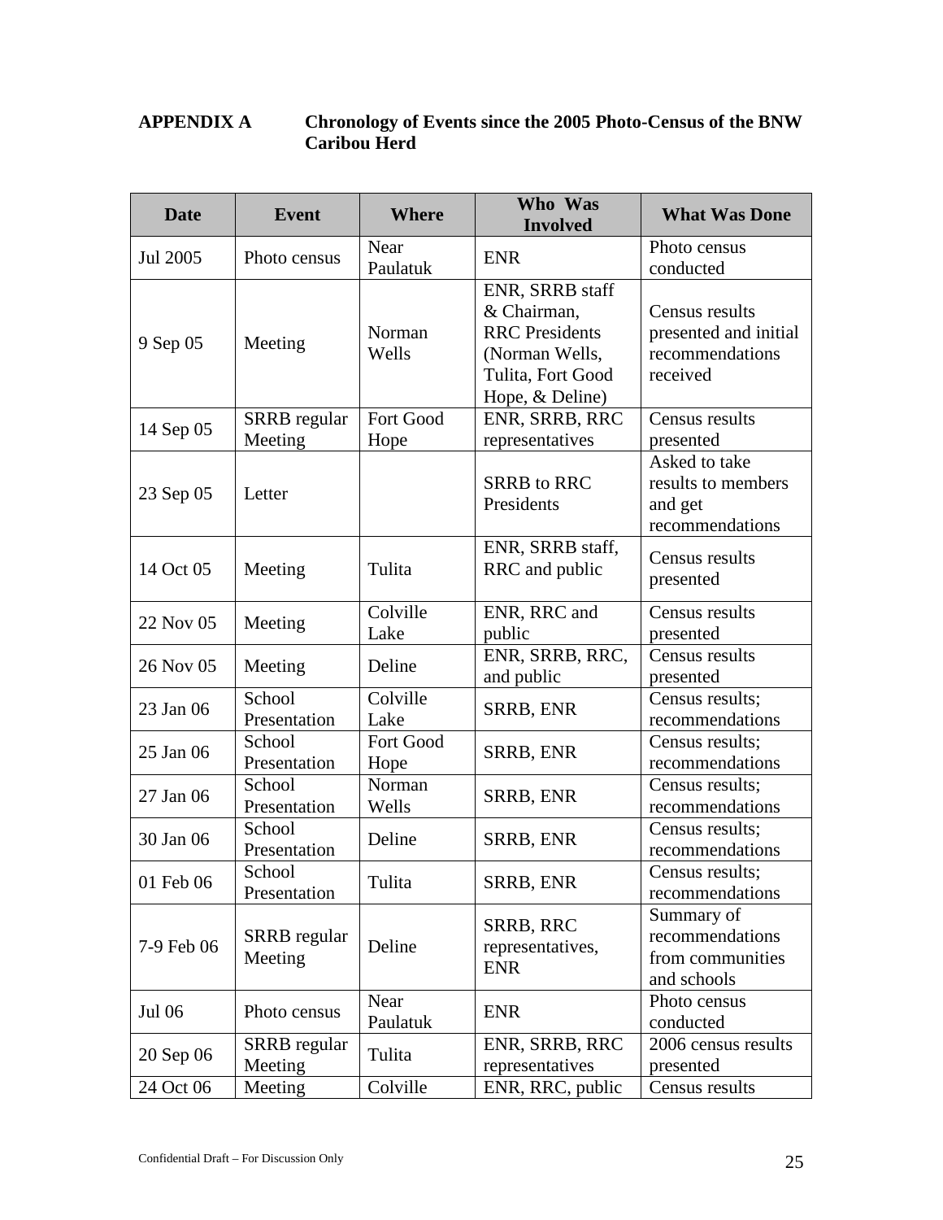## APPENDIX A Chronology of Events since the 2005 Photo-Census of the BNW Caribou Herd

| Date | Event | Where | Who Was Involved | What Was Done |
|---|---|---|---|---|
| Jul 2005 | Photo census | Near Paulatuk | ENR | Photo census conducted |
| 9 Sep 05 | Meeting | Norman Wells | ENR, SRRB staff & Chairman, RRC Presidents (Norman Wells, Tulita, Fort Good Hope, & Deline) | Census results presented and initial recommendations received |
| 14 Sep 05 | SRRB regular Meeting | Fort Good Hope | ENR, SRRB, RRC representatives | Census results presented |
| 23 Sep 05 | Letter | | SRRB to RRC Presidents | Asked to take results to members and get recommendations |
| 14 Oct 05 | Meeting | Tulita | ENR, SRRB staff, RRC and public | Census results presented |
| 22 Nov 05 | Meeting | Colville Lake | ENR, RRC and public | Census results presented |
| 26 Nov 05 | Meeting | Deline | ENR, SRRB, RRC, and public | Census results presented |
| 23 Jan 06 | School Presentation | Colville Lake | SRRB, ENR | Census results; recommendations |
| 25 Jan 06 | School Presentation | Fort Good Hope | SRRB, ENR | Census results; recommendations |
| 27 Jan 06 | School Presentation | Norman Wells | SRRB, ENR | Census results; recommendations |
| 30 Jan 06 | School Presentation | Deline | SRRB, ENR | Census results; recommendations |
| 01 Feb 06 | School Presentation | Tulita | SRRB, ENR | Census results; recommendations |
| 7-9 Feb 06 | SRRB regular Meeting | Deline | SRRB, RRC representatives, ENR | Summary of recommendations from communities and schools |
| Jul 06 | Photo census | Near Paulatuk | ENR | Photo census conducted |
| 20 Sep 06 | SRRB regular Meeting | Tulita | ENR, SRRB, RRC representatives | 2006 census results presented |
| 24 Oct 06 | Meeting | Colville | ENR, RRC, public | Census results |

Confidential Draft – For Discussion Only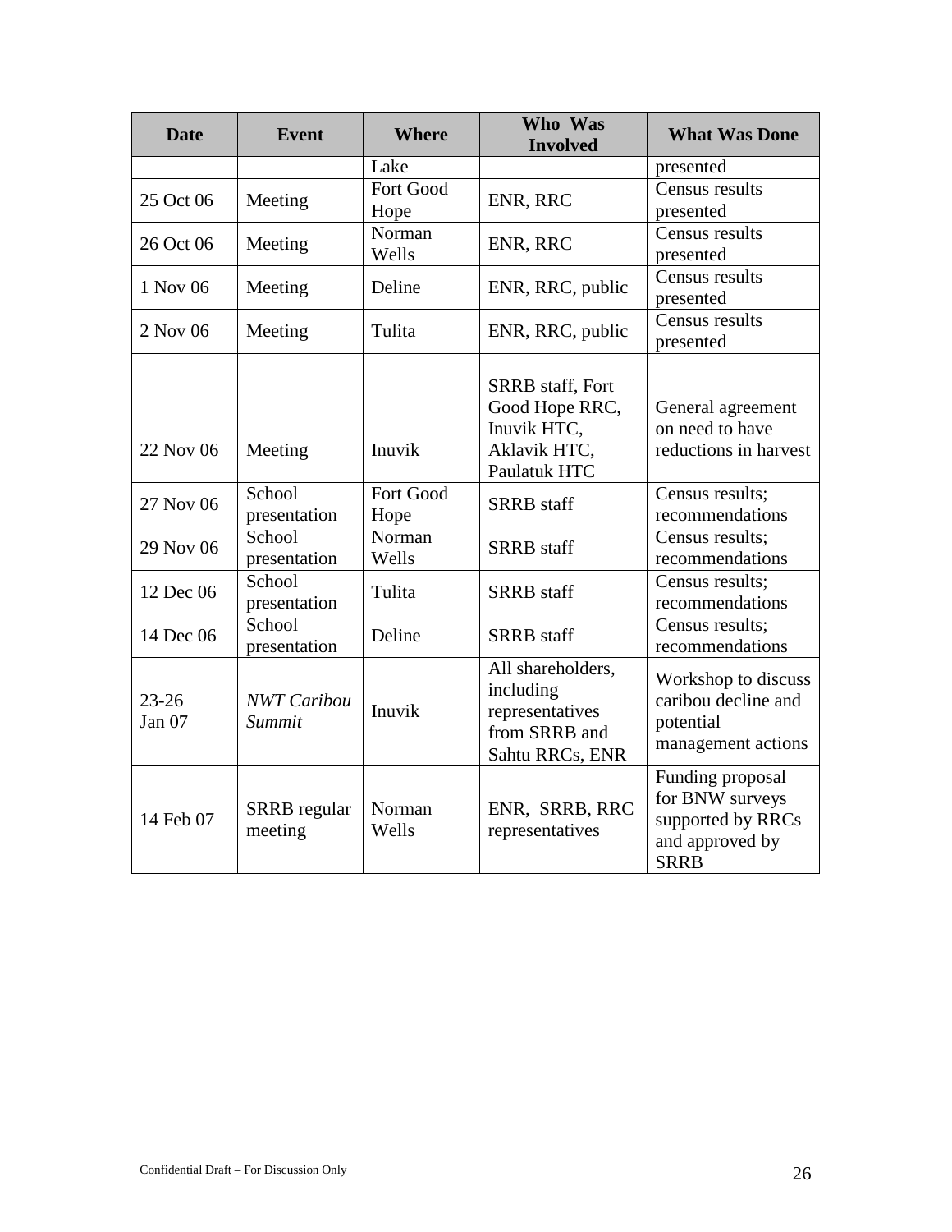| Date | Event | Where | Who Was Involved | What Was Done |
|---|---|---|---|---|
| | | Lake | | presented |
| 25 Oct 06 | Meeting | Fort Good Hope | ENR, RRC | Census results presented |
| 26 Oct 06 | Meeting | Norman Wells | ENR, RRC | Census results presented |
| 1 Nov 06 | Meeting | Deline | ENR, RRC, public | Census results presented |
| 2 Nov 06 | Meeting | Tulita | ENR, RRC, public | Census results presented |
| 22 Nov 06 | Meeting | Inuvik | SRRB staff, Fort Good Hope RRC, Inuvik HTC, Aklavik HTC, Paulatuk HTC | General agreement on need to have reductions in harvest |
| 27 Nov 06 | School presentation | Fort Good Hope | SRRB staff | Census results; recommendations |
| 29 Nov 06 | School presentation | Norman Wells | SRRB staff | Census results; recommendations |
| 12 Dec 06 | School presentation | Tulita | SRRB staff | Census results; recommendations |
| 14 Dec 06 | School presentation | Deline | SRRB staff | Census results; recommendations |
| 23-26 Jan 07 | *NWT Caribou Summit* | Inuvik | All shareholders, including representatives from SRRB and Sahtu RRCs, ENR | Workshop to discuss caribou decline and potential management actions |
| 14 Feb 07 | SRRB regular meeting | Norman Wells | ENR, SRRB, RRC representatives | Funding proposal for BNW surveys supported by RRCs and approved by SRRB |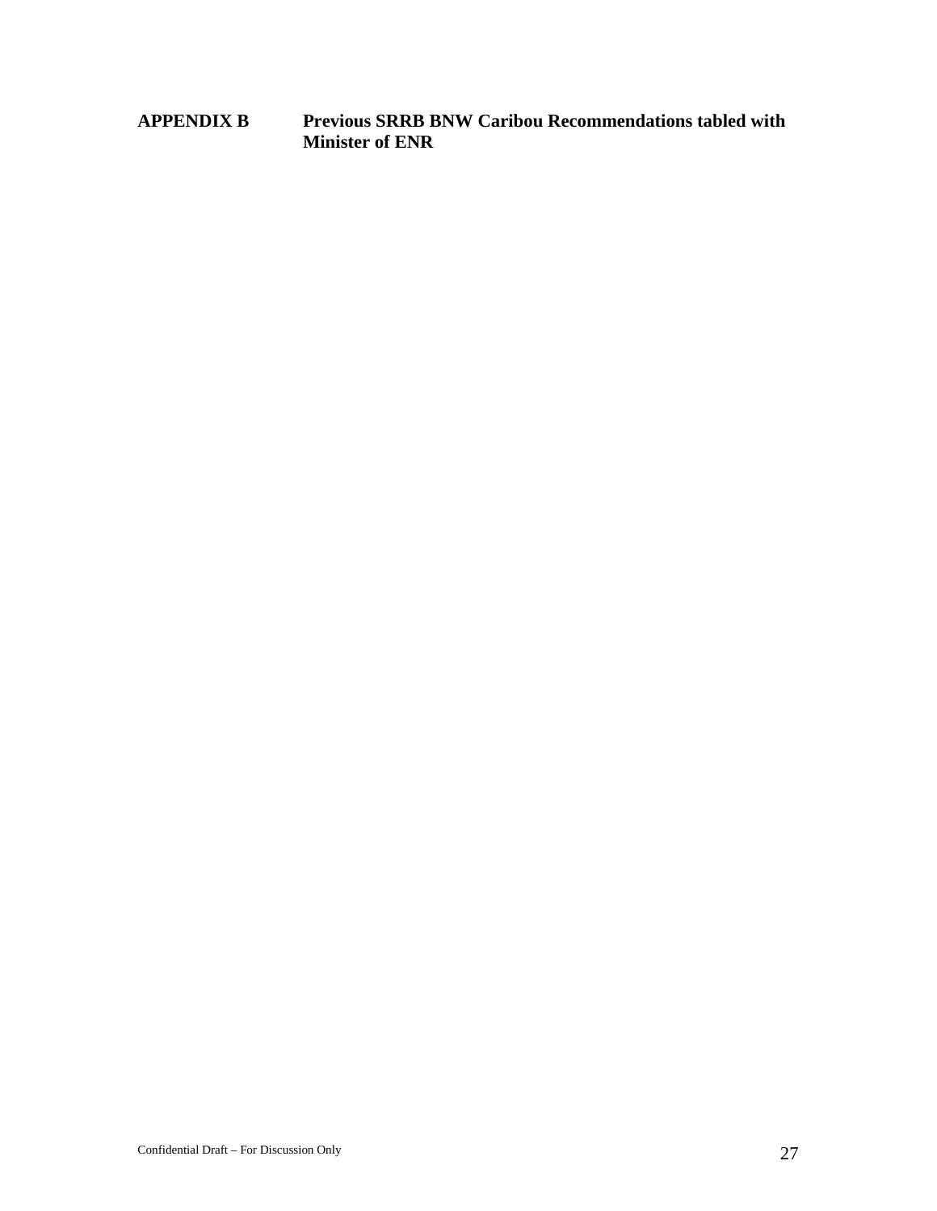## APPENDIX B Previous SRRB BNW Caribou Recommendations tabled with Minister of ENR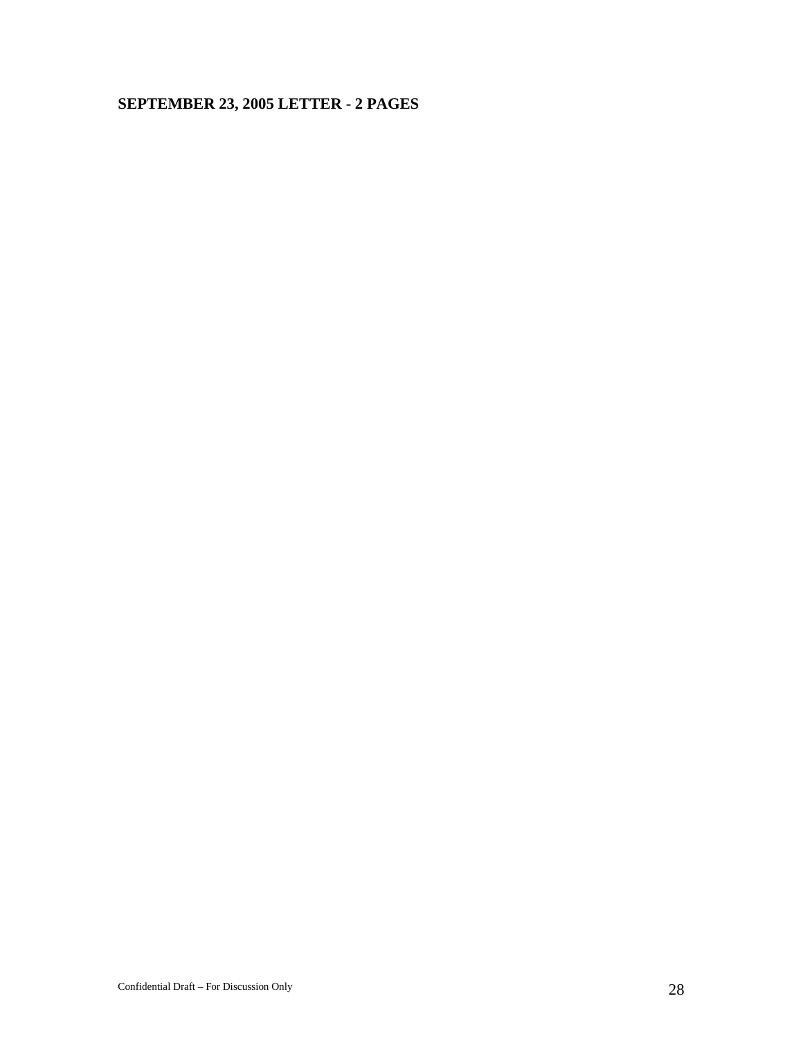**SEPTEMBER 23, 2005 LETTER - 2 PAGES**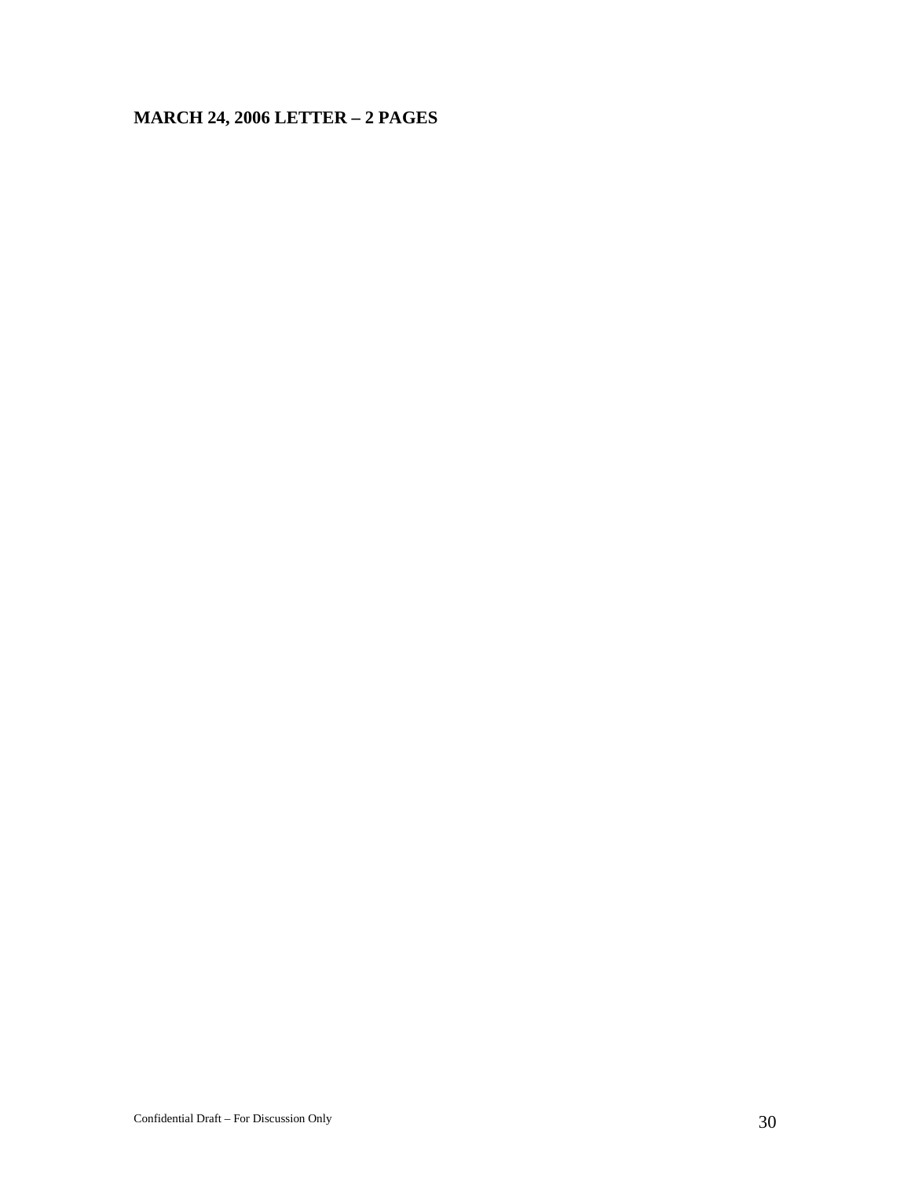**MARCH 24, 2006 LETTER – 2 PAGES**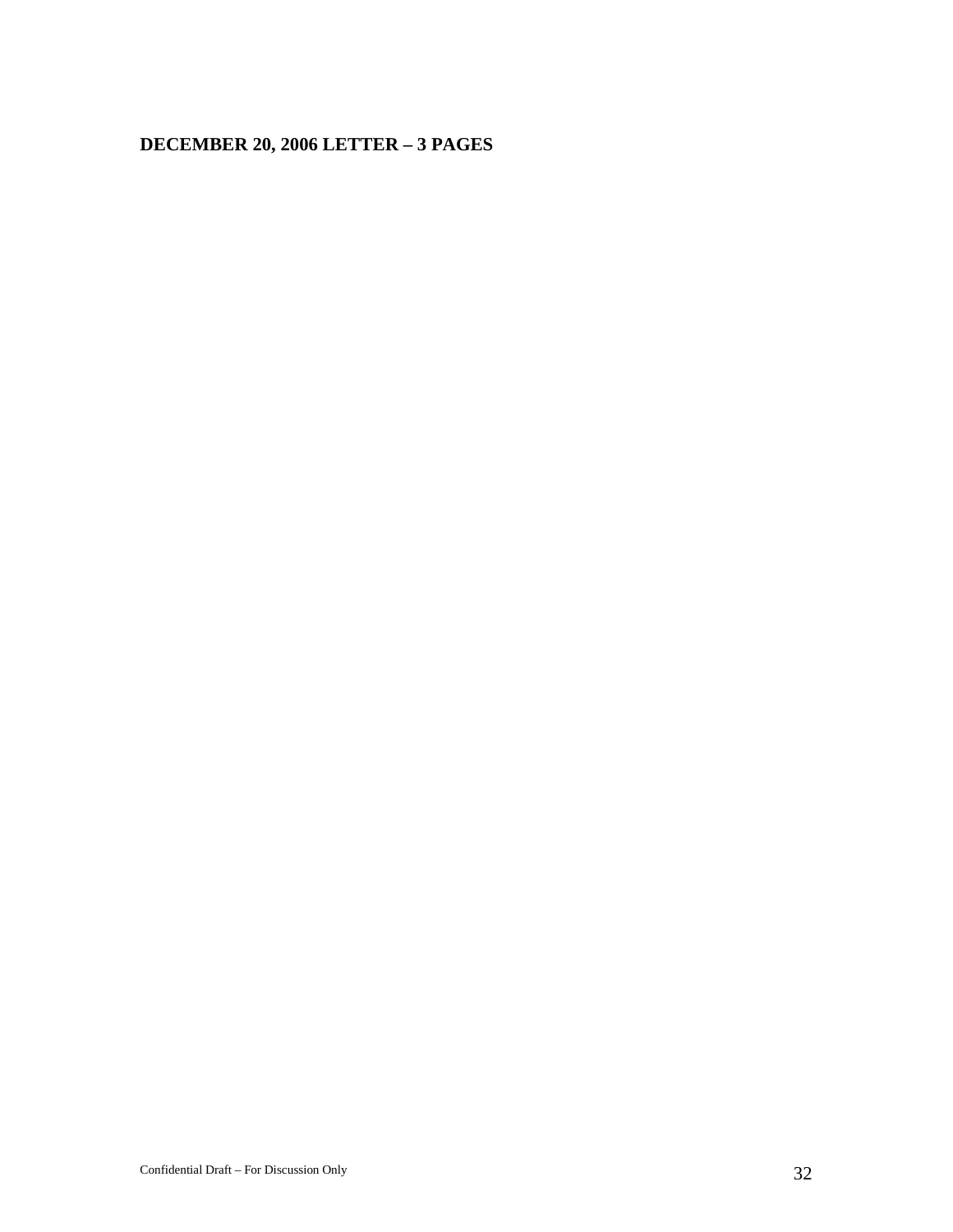**DECEMBER 20, 2006 LETTER – 3 PAGES**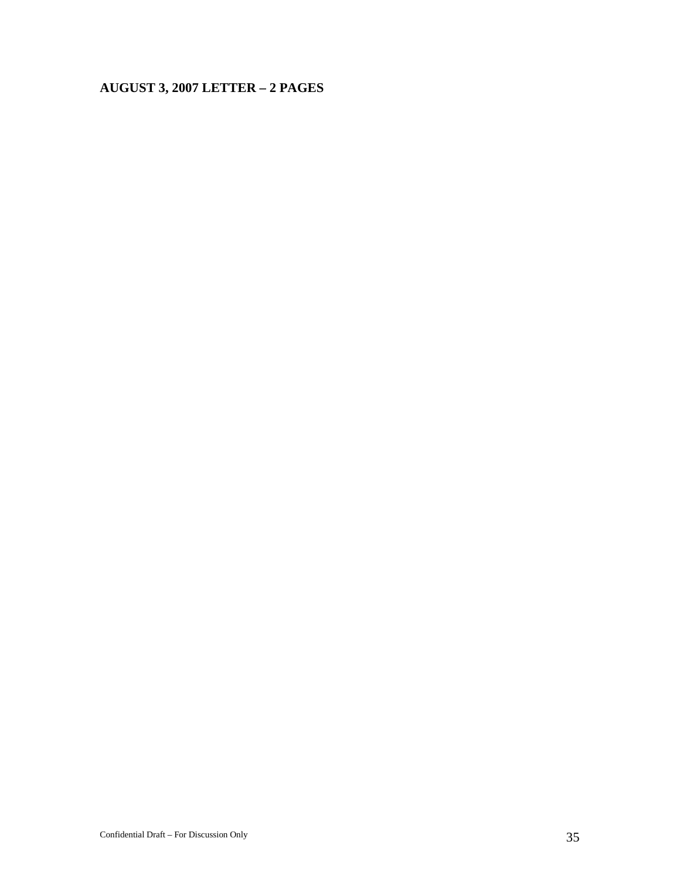**AUGUST 3, 2007 LETTER – 2 PAGES**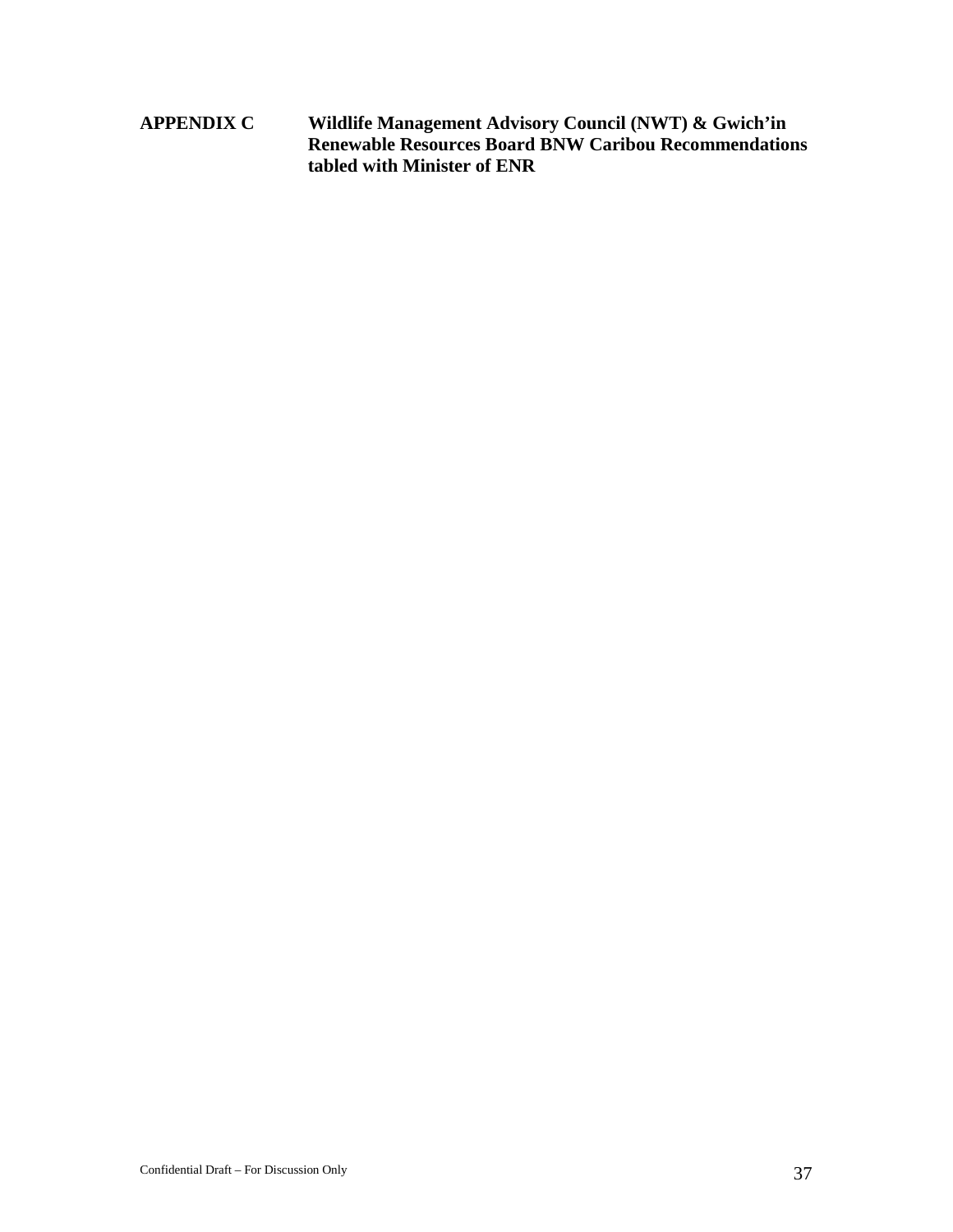## APPENDIX C Wildlife Management Advisory Council (NWT) & Gwich'in Renewable Resources Board BNW Caribou Recommendations tabled with Minister of ENR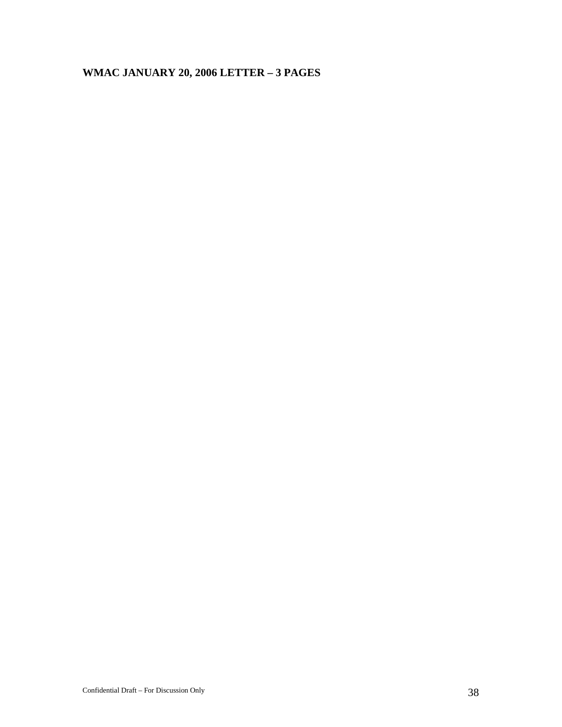**WMAC JANUARY 20, 2006 LETTER – 3 PAGES**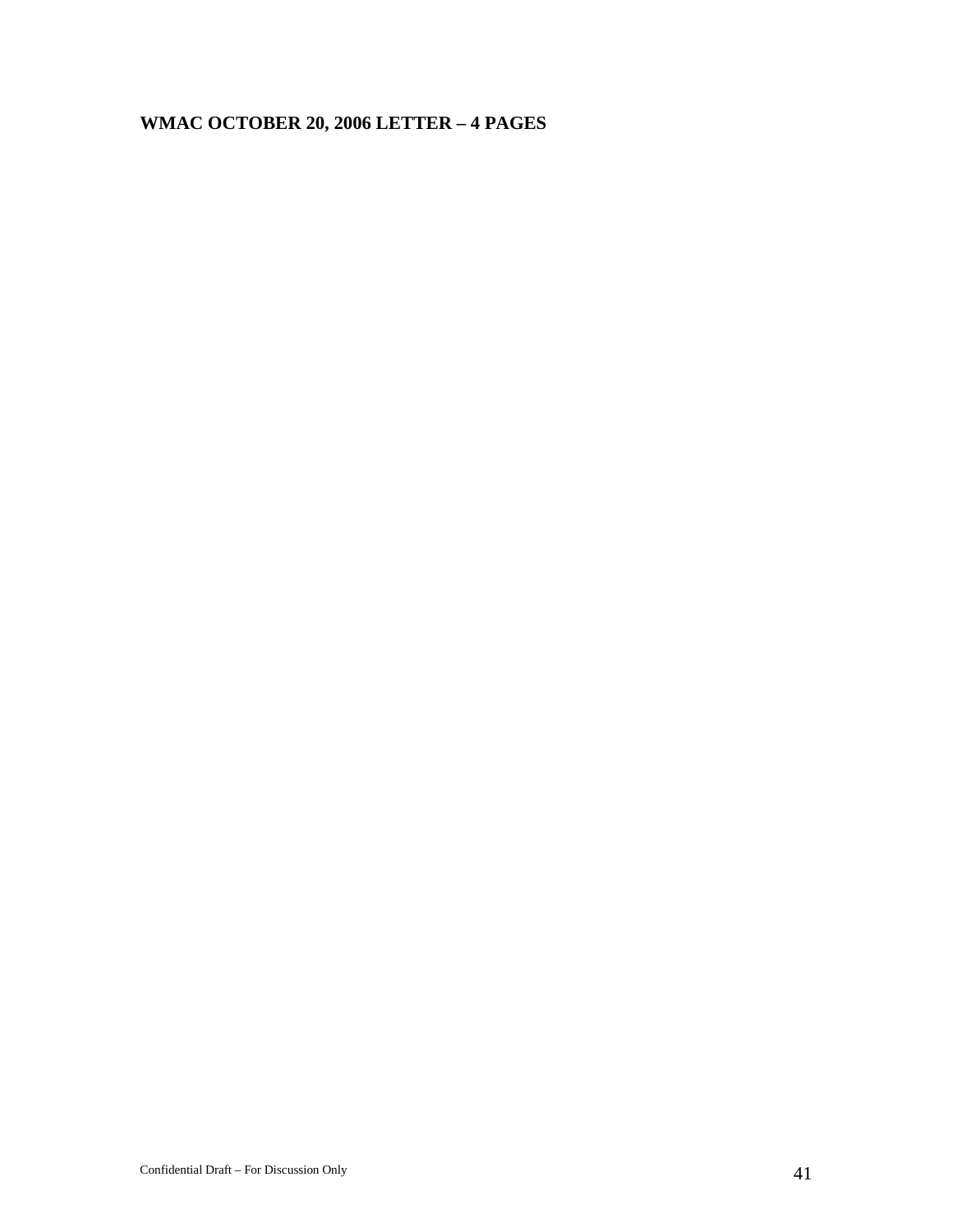**WMAC OCTOBER 20, 2006 LETTER – 4 PAGES**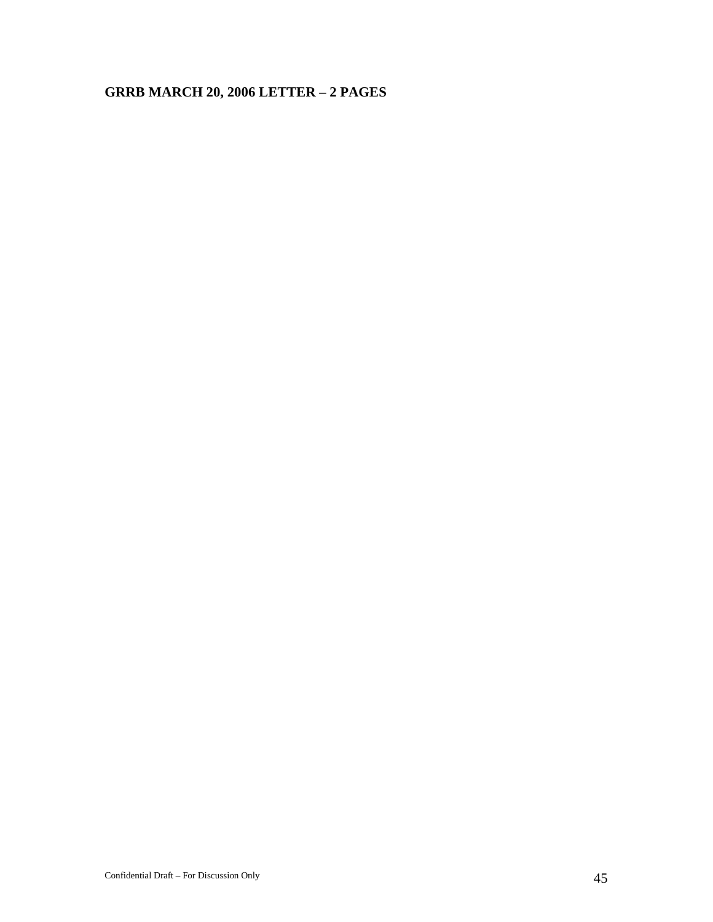**GRRB MARCH 20, 2006 LETTER – 2 PAGES**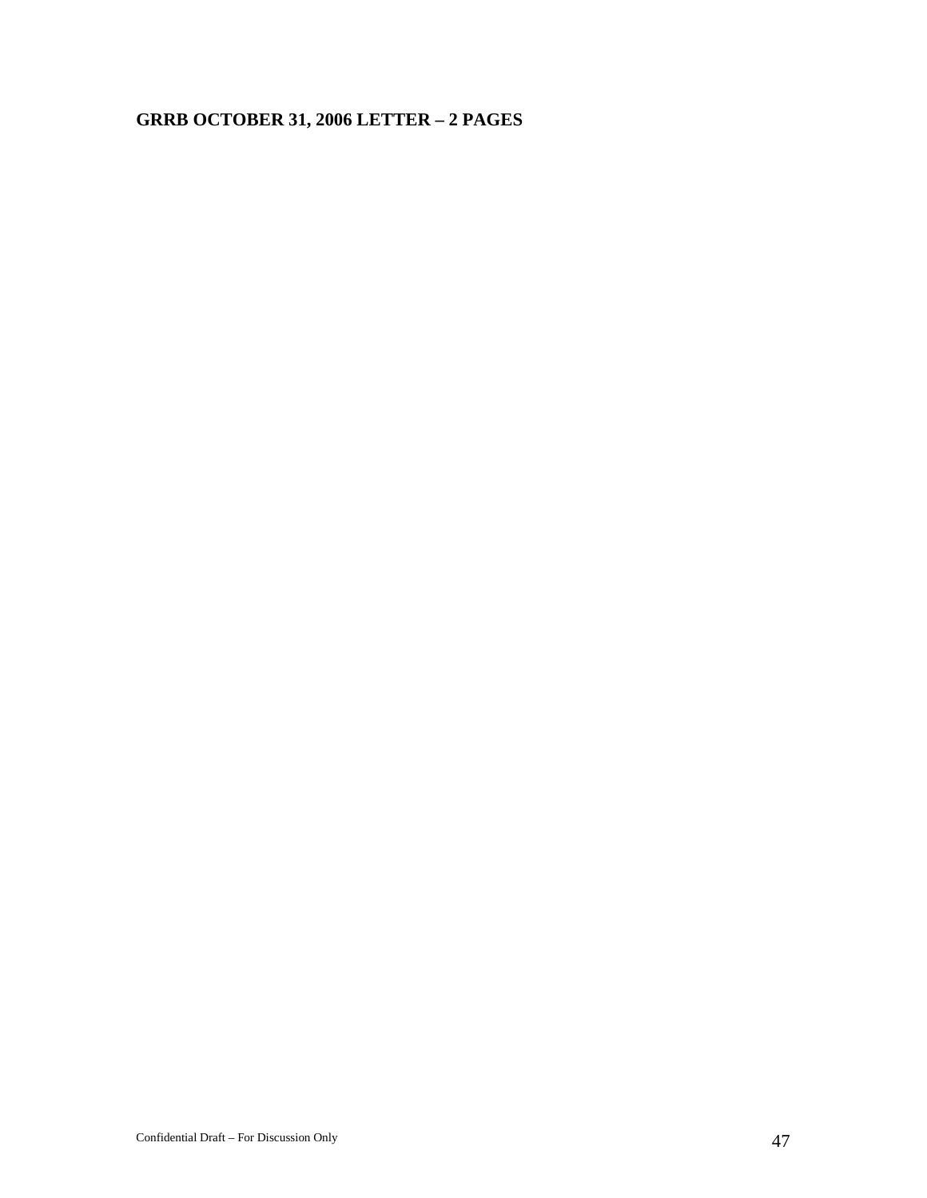**GRRB OCTOBER 31, 2006 LETTER – 2 PAGES**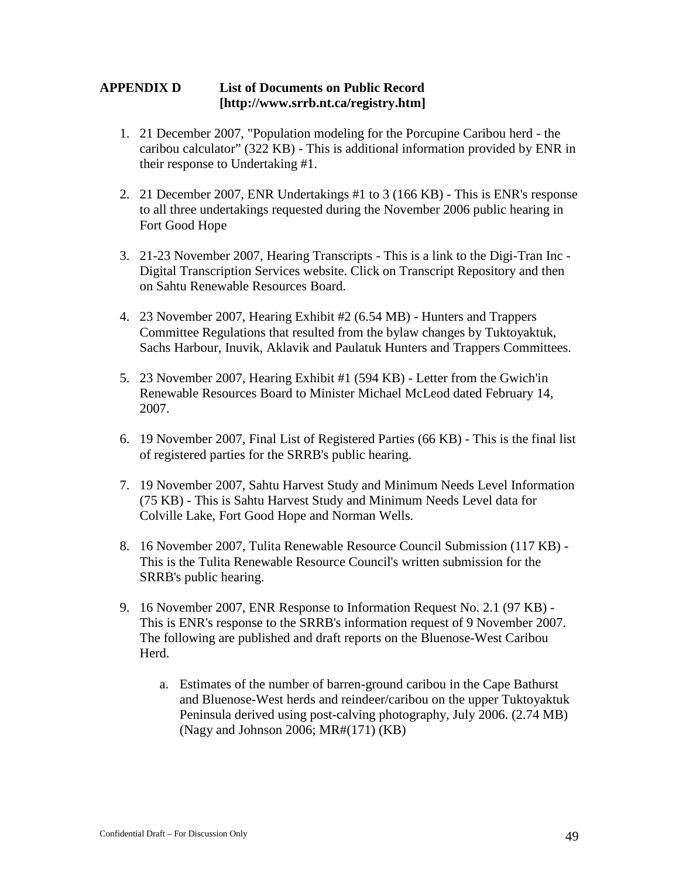## APPENDIX D List of Documents on Public Record [http://www.srrb.nt.ca/registry.htm]

1. 21 December 2007, "Population modeling for the Porcupine Caribou herd - the caribou calculator" (322 KB) - This is additional information provided by ENR in their response to Undertaking #1.

2. 21 December 2007, ENR Undertakings #1 to 3 (166 KB) - This is ENR's response to all three undertakings requested during the November 2006 public hearing in Fort Good Hope

3. 21-23 November 2007, Hearing Transcripts - This is a link to the Digi-Tran Inc - Digital Transcription Services website. Click on Transcript Repository and then on Sahtu Renewable Resources Board.

4. 23 November 2007, Hearing Exhibit #2 (6.54 MB) - Hunters and Trappers Committee Regulations that resulted from the bylaw changes by Tuktoyaktuk, Sachs Harbour, Inuvik, Aklavik and Paulatuk Hunters and Trappers Committees.

5. 23 November 2007, Hearing Exhibit #1 (594 KB) - Letter from the Gwich'in Renewable Resources Board to Minister Michael McLeod dated February 14, 2007.

6. 19 November 2007, Final List of Registered Parties (66 KB) - This is the final list of registered parties for the SRRB's public hearing.

7. 19 November 2007, Sahtu Harvest Study and Minimum Needs Level Information (75 KB) - This is Sahtu Harvest Study and Minimum Needs Level data for Colville Lake, Fort Good Hope and Norman Wells.

8. 16 November 2007, Tulita Renewable Resource Council Submission (117 KB) - This is the Tulita Renewable Resource Council's written submission for the SRRB's public hearing.

9. 16 November 2007, ENR Response to Information Request No. 2.1 (97 KB) - This is ENR's response to the SRRB's information request of 9 November 2007. The following are published and draft reports on the Bluenose-West Caribou Herd.

    a. Estimates of the number of barren-ground caribou in the Cape Bathurst and Bluenose-West herds and reindeer/caribou on the upper Tuktoyaktuk Peninsula derived using post-calving photography, July 2006. (2.74 MB) (Nagy and Johnson 2006; MR#(171) (KB)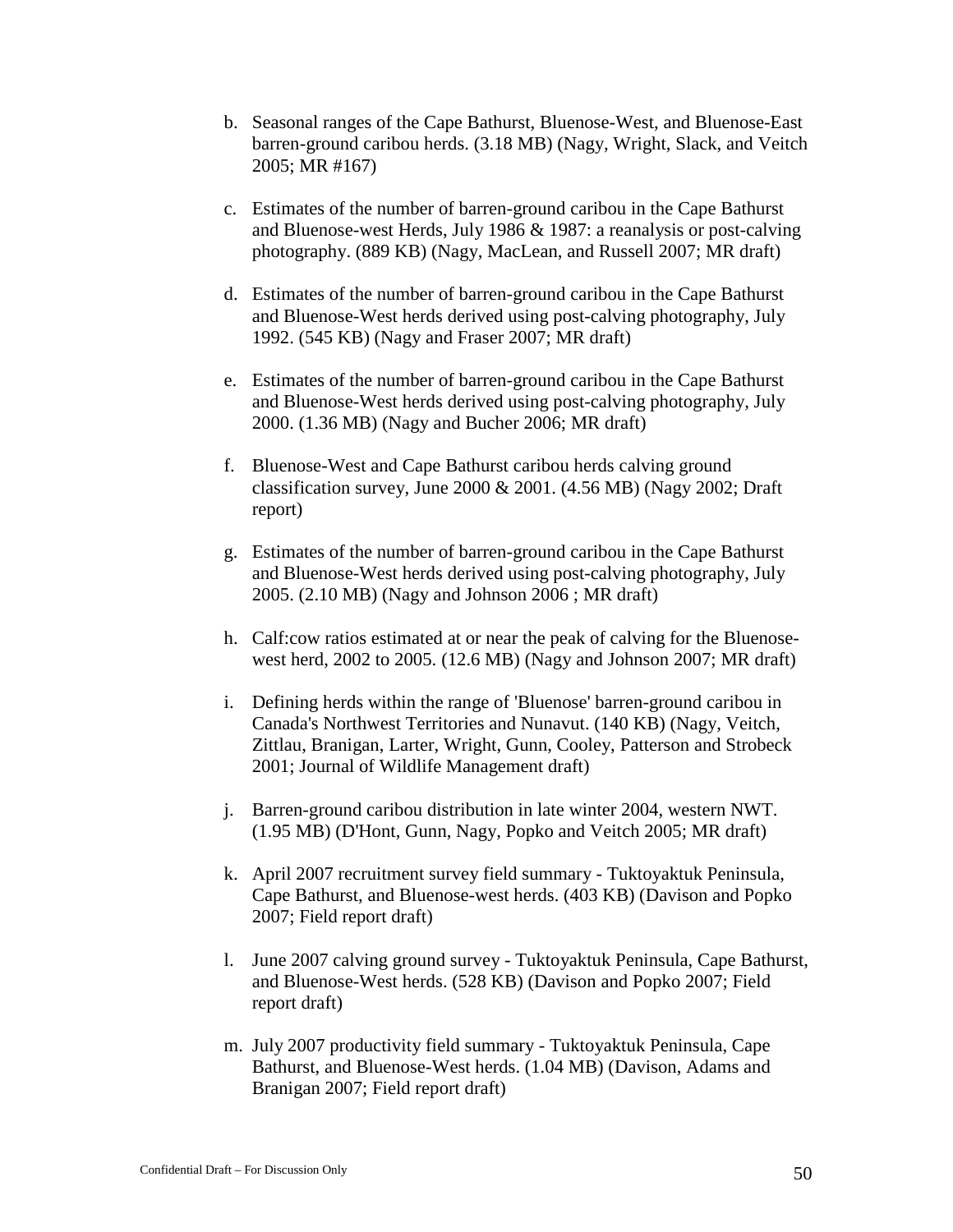b. Seasonal ranges of the Cape Bathurst, Bluenose-West, and Bluenose-East barren-ground caribou herds. (3.18 MB) (Nagy, Wright, Slack, and Veitch 2005; MR #167)

c. Estimates of the number of barren-ground caribou in the Cape Bathurst and Bluenose-west Herds, July 1986 & 1987: a reanalysis or post-calving photography. (889 KB) (Nagy, MacLean, and Russell 2007; MR draft)

d. Estimates of the number of barren-ground caribou in the Cape Bathurst and Bluenose-West herds derived using post-calving photography, July 1992. (545 KB) (Nagy and Fraser 2007; MR draft)

e. Estimates of the number of barren-ground caribou in the Cape Bathurst and Bluenose-West herds derived using post-calving photography, July 2000. (1.36 MB) (Nagy and Bucher 2006; MR draft)

f. Bluenose-West and Cape Bathurst caribou herds calving ground classification survey, June 2000 & 2001. (4.56 MB) (Nagy 2002; Draft report)

g. Estimates of the number of barren-ground caribou in the Cape Bathurst and Bluenose-West herds derived using post-calving photography, July 2005. (2.10 MB) (Nagy and Johnson 2006 ; MR draft)

h. Calf:cow ratios estimated at or near the peak of calving for the Bluenose-west herd, 2002 to 2005. (12.6 MB) (Nagy and Johnson 2007; MR draft)

i. Defining herds within the range of 'Bluenose' barren-ground caribou in Canada's Northwest Territories and Nunavut. (140 KB) (Nagy, Veitch, Zittlau, Branigan, Larter, Wright, Gunn, Cooley, Patterson and Strobeck 2001; Journal of Wildlife Management draft)

j. Barren-ground caribou distribution in late winter 2004, western NWT. (1.95 MB) (D'Hont, Gunn, Nagy, Popko and Veitch 2005; MR draft)

k. April 2007 recruitment survey field summary - Tuktoyaktuk Peninsula, Cape Bathurst, and Bluenose-west herds. (403 KB) (Davison and Popko 2007; Field report draft)

l. June 2007 calving ground survey - Tuktoyaktuk Peninsula, Cape Bathurst, and Bluenose-West herds. (528 KB) (Davison and Popko 2007; Field report draft)

m. July 2007 productivity field summary - Tuktoyaktuk Peninsula, Cape Bathurst, and Bluenose-West herds. (1.04 MB) (Davison, Adams and Branigan 2007; Field report draft)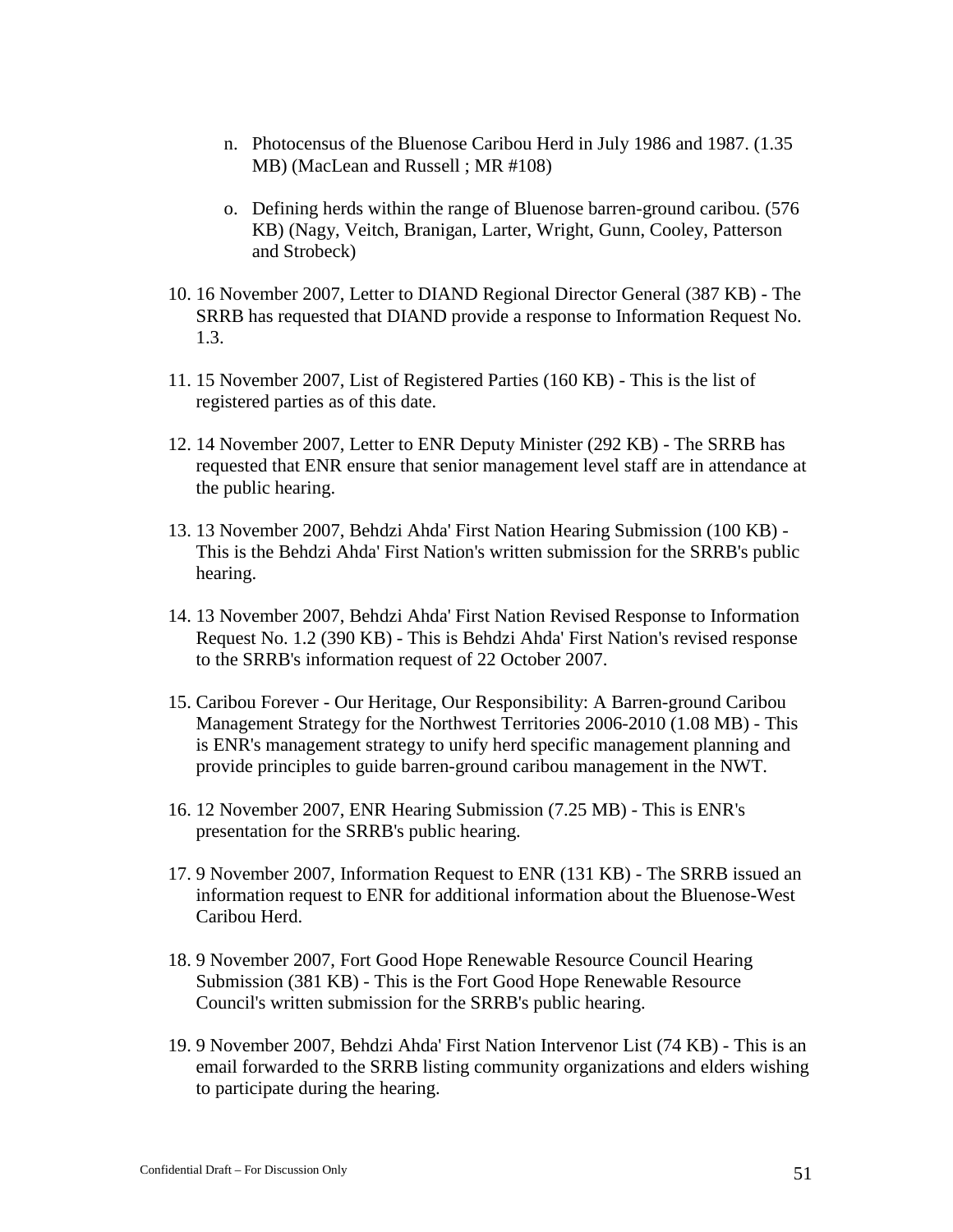n. Photocensus of the Bluenose Caribou Herd in July 1986 and 1987. (1.35 MB) (MacLean and Russell ; MR #108)

o. Defining herds within the range of Bluenose barren-ground caribou. (576 KB) (Nagy, Veitch, Branigan, Larter, Wright, Gunn, Cooley, Patterson and Strobeck)

10. 16 November 2007, Letter to DIAND Regional Director General (387 KB) - The SRRB has requested that DIAND provide a response to Information Request No. 1.3.

11. 15 November 2007, List of Registered Parties (160 KB) - This is the list of registered parties as of this date.

12. 14 November 2007, Letter to ENR Deputy Minister (292 KB) - The SRRB has requested that ENR ensure that senior management level staff are in attendance at the public hearing.

13. 13 November 2007, Behdzi Ahda' First Nation Hearing Submission (100 KB) - This is the Behdzi Ahda' First Nation's written submission for the SRRB's public hearing.

14. 13 November 2007, Behdzi Ahda' First Nation Revised Response to Information Request No. 1.2 (390 KB) - This is Behdzi Ahda' First Nation's revised response to the SRRB's information request of 22 October 2007.

15. Caribou Forever - Our Heritage, Our Responsibility: A Barren-ground Caribou Management Strategy for the Northwest Territories 2006-2010 (1.08 MB) - This is ENR's management strategy to unify herd specific management planning and provide principles to guide barren-ground caribou management in the NWT.

16. 12 November 2007, ENR Hearing Submission (7.25 MB) - This is ENR's presentation for the SRRB's public hearing.

17. 9 November 2007, Information Request to ENR (131 KB) - The SRRB issued an information request to ENR for additional information about the Bluenose-West Caribou Herd.

18. 9 November 2007, Fort Good Hope Renewable Resource Council Hearing Submission (381 KB) - This is the Fort Good Hope Renewable Resource Council's written submission for the SRRB's public hearing.

19. 9 November 2007, Behdzi Ahda' First Nation Intervenor List (74 KB) - This is an email forwarded to the SRRB listing community organizations and elders wishing to participate during the hearing.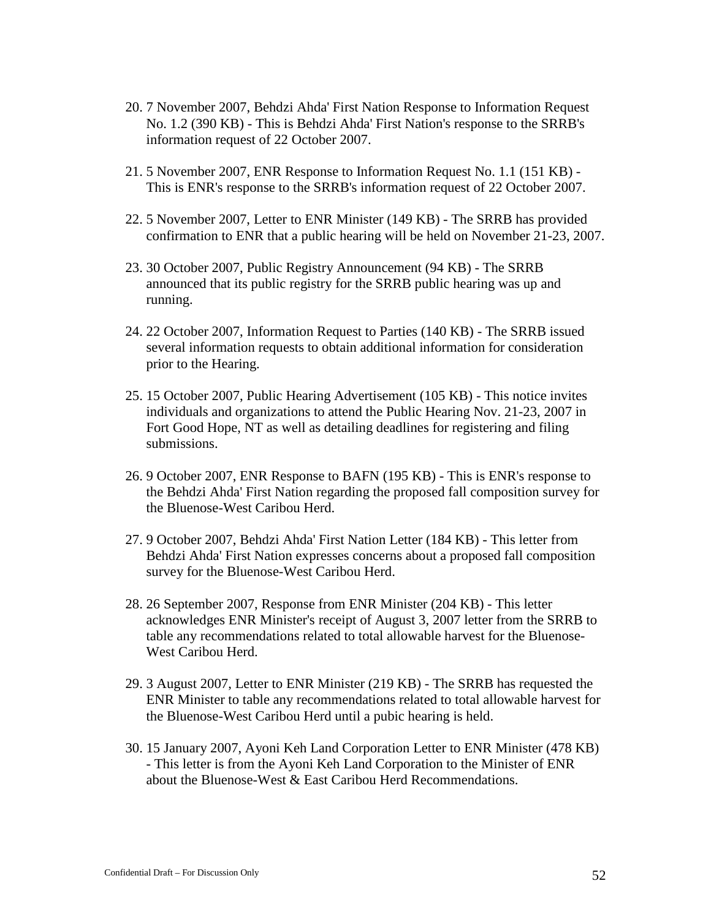20. 7 November 2007, Behdzi Ahda' First Nation Response to Information Request No. 1.2 (390 KB) - This is Behdzi Ahda' First Nation's response to the SRRB's information request of 22 October 2007.

21. 5 November 2007, ENR Response to Information Request No. 1.1 (151 KB) - This is ENR's response to the SRRB's information request of 22 October 2007.

22. 5 November 2007, Letter to ENR Minister (149 KB) - The SRRB has provided confirmation to ENR that a public hearing will be held on November 21-23, 2007.

23. 30 October 2007, Public Registry Announcement (94 KB) - The SRRB announced that its public registry for the SRRB public hearing was up and running.

24. 22 October 2007, Information Request to Parties (140 KB) - The SRRB issued several information requests to obtain additional information for consideration prior to the Hearing.

25. 15 October 2007, Public Hearing Advertisement (105 KB) - This notice invites individuals and organizations to attend the Public Hearing Nov. 21-23, 2007 in Fort Good Hope, NT as well as detailing deadlines for registering and filing submissions.

26. 9 October 2007, ENR Response to BAFN (195 KB) - This is ENR's response to the Behdzi Ahda' First Nation regarding the proposed fall composition survey for the Bluenose-West Caribou Herd.

27. 9 October 2007, Behdzi Ahda' First Nation Letter (184 KB) - This letter from Behdzi Ahda' First Nation expresses concerns about a proposed fall composition survey for the Bluenose-West Caribou Herd.

28. 26 September 2007, Response from ENR Minister (204 KB) - This letter acknowledges ENR Minister's receipt of August 3, 2007 letter from the SRRB to table any recommendations related to total allowable harvest for the Bluenose-West Caribou Herd.

29. 3 August 2007, Letter to ENR Minister (219 KB) - The SRRB has requested the ENR Minister to table any recommendations related to total allowable harvest for the Bluenose-West Caribou Herd until a pubic hearing is held.

30. 15 January 2007, Ayoni Keh Land Corporation Letter to ENR Minister (478 KB) - This letter is from the Ayoni Keh Land Corporation to the Minister of ENR about the Bluenose-West & East Caribou Herd Recommendations.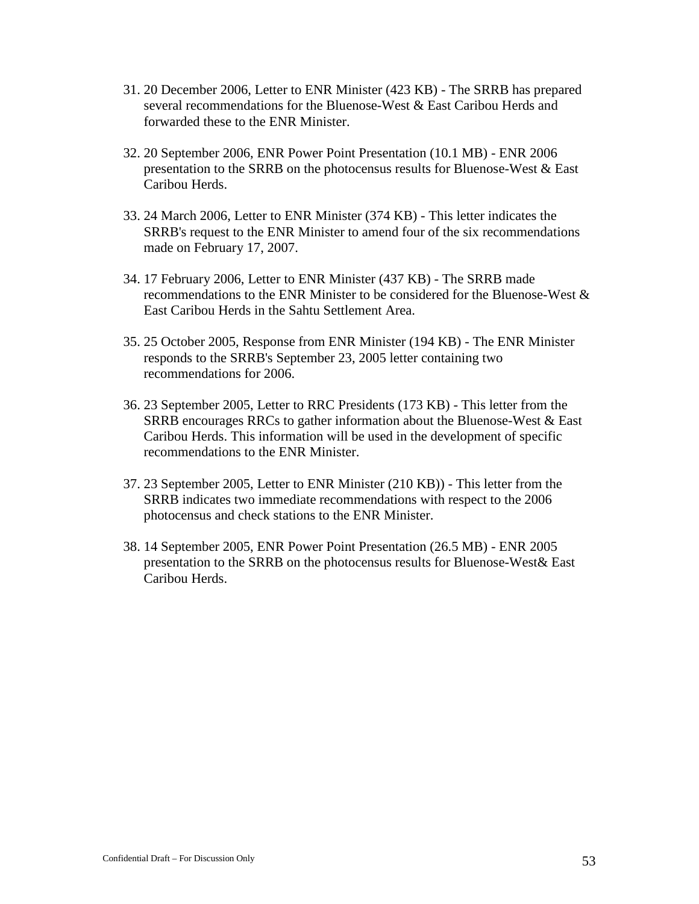31. 20 December 2006, Letter to ENR Minister (423 KB) - The SRRB has prepared several recommendations for the Bluenose-West & East Caribou Herds and forwarded these to the ENR Minister.

32. 20 September 2006, ENR Power Point Presentation (10.1 MB) - ENR 2006 presentation to the SRRB on the photocensus results for Bluenose-West & East Caribou Herds.

33. 24 March 2006, Letter to ENR Minister (374 KB) - This letter indicates the SRRB's request to the ENR Minister to amend four of the six recommendations made on February 17, 2007.

34. 17 February 2006, Letter to ENR Minister (437 KB) - The SRRB made recommendations to the ENR Minister to be considered for the Bluenose-West & East Caribou Herds in the Sahtu Settlement Area.

35. 25 October 2005, Response from ENR Minister (194 KB) - The ENR Minister responds to the SRRB's September 23, 2005 letter containing two recommendations for 2006.

36. 23 September 2005, Letter to RRC Presidents (173 KB) - This letter from the SRRB encourages RRCs to gather information about the Bluenose-West & East Caribou Herds. This information will be used in the development of specific recommendations to the ENR Minister.

37. 23 September 2005, Letter to ENR Minister (210 KB)) - This letter from the SRRB indicates two immediate recommendations with respect to the 2006 photocensus and check stations to the ENR Minister.

38. 14 September 2005, ENR Power Point Presentation (26.5 MB) - ENR 2005 presentation to the SRRB on the photocensus results for Bluenose-West& East Caribou Herds.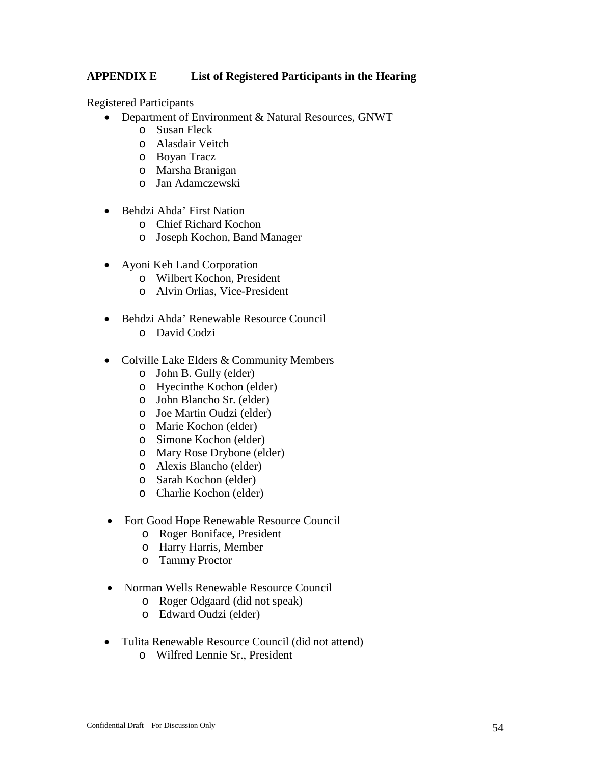## APPENDIX E List of Registered Participants in the Hearing

Registered Participants

- Department of Environment & Natural Resources, GNWT
    - Susan Fleck
    - Alasdair Veitch
    - Boyan Tracz
    - Marsha Branigan
    - Jan Adamczewski

- Behdzi Ahda' First Nation
    - Chief Richard Kochon
    - Joseph Kochon, Band Manager

- Ayoni Keh Land Corporation
    - Wilbert Kochon, President
    - Alvin Orlias, Vice-President

- Behdzi Ahda' Renewable Resource Council
    - David Codzi

- Colville Lake Elders & Community Members
    - John B. Gully (elder)
    - Hyecinthe Kochon (elder)
    - John Blancho Sr. (elder)
    - Joe Martin Oudzi (elder)
    - Marie Kochon (elder)
    - Simone Kochon (elder)
    - Mary Rose Drybone (elder)
    - Alexis Blancho (elder)
    - Sarah Kochon (elder)
    - Charlie Kochon (elder)

- Fort Good Hope Renewable Resource Council
    - Roger Boniface, President
    - Harry Harris, Member
    - Tammy Proctor

- Norman Wells Renewable Resource Council
    - Roger Odgaard (did not speak)
    - Edward Oudzi (elder)

- Tulita Renewable Resource Council (did not attend)
    - Wilfred Lennie Sr., President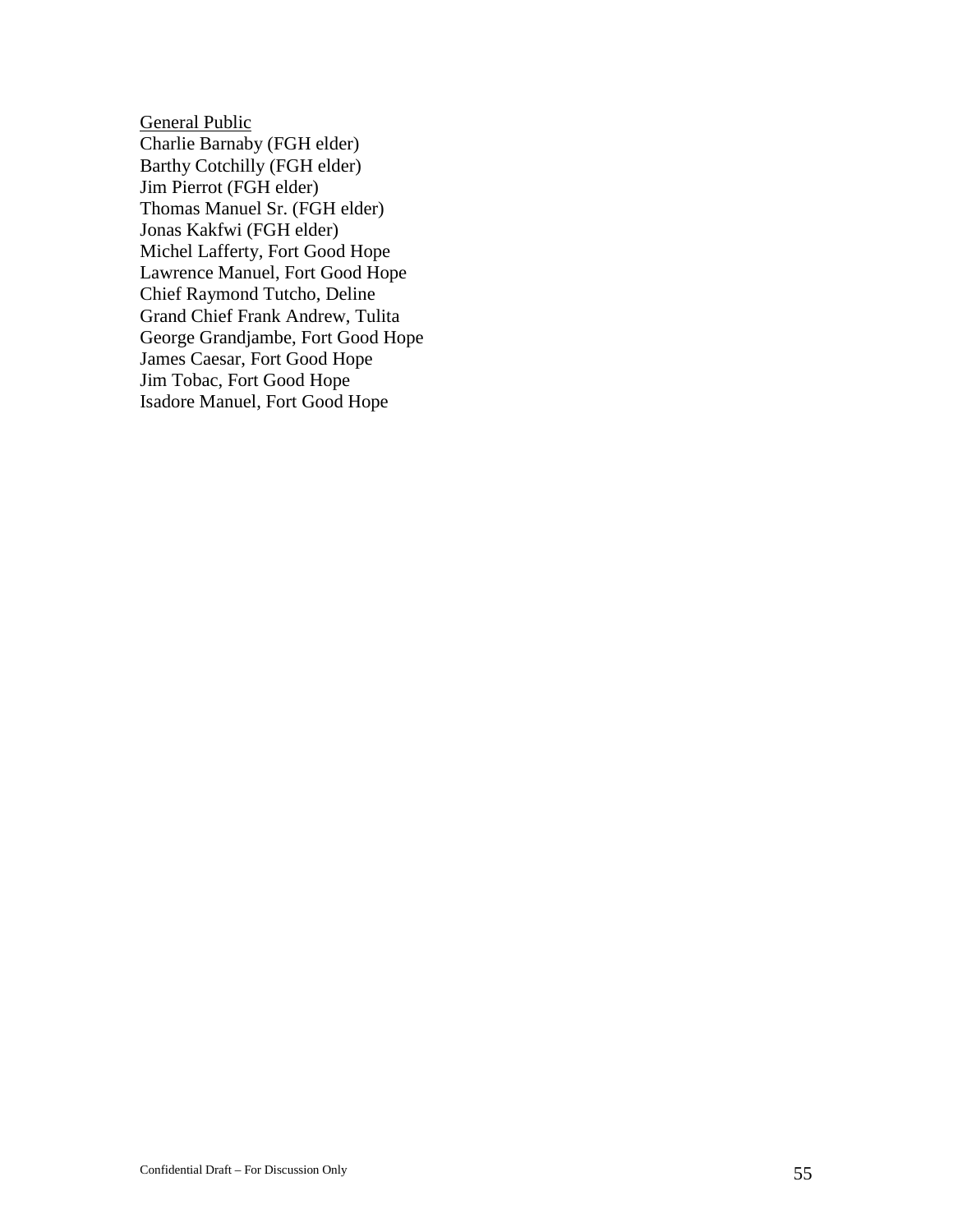<u>General Public</u>

Charlie Barnaby (FGH elder)
Barthy Cotchilly (FGH elder)
Jim Pierrot (FGH elder)
Thomas Manuel Sr. (FGH elder)
Jonas Kakfwi (FGH elder)
Michel Lafferty, Fort Good Hope
Lawrence Manuel, Fort Good Hope
Chief Raymond Tutcho, Deline
Grand Chief Frank Andrew, Tulita
George Grandjambe, Fort Good Hope
James Caesar, Fort Good Hope
Jim Tobac, Fort Good Hope
Isadore Manuel, Fort Good Hope